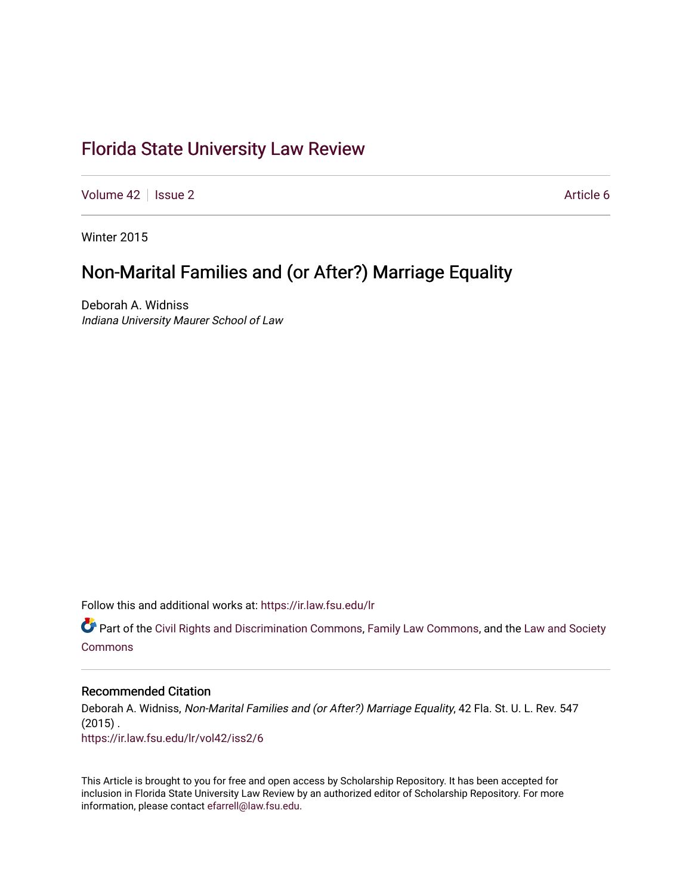# Florida State University Law Review

Volume 42 | Issue 2 Article 6

Winter 2015

## Non-Marital Families and (or After?) Marriage Equality

Deborah A. Widniss
*Indiana University Maurer School of Law*

Follow this and additional works at: https://ir.law.fsu.edu/lr

Part of the Civil Rights and Discrimination Commons, Family Law Commons, and the Law and Society Commons

### Recommended Citation

Deborah A. Widniss, *Non-Marital Families and (or After?) Marriage Equality*, 42 Fla. St. U. L. Rev. 547 (2015) .
https://ir.law.fsu.edu/lr/vol42/iss2/6

This Article is brought to you for free and open access by Scholarship Repository. It has been accepted for inclusion in Florida State University Law Review by an authorized editor of Scholarship Repository. For more information, please contact efarrell@law.fsu.edu.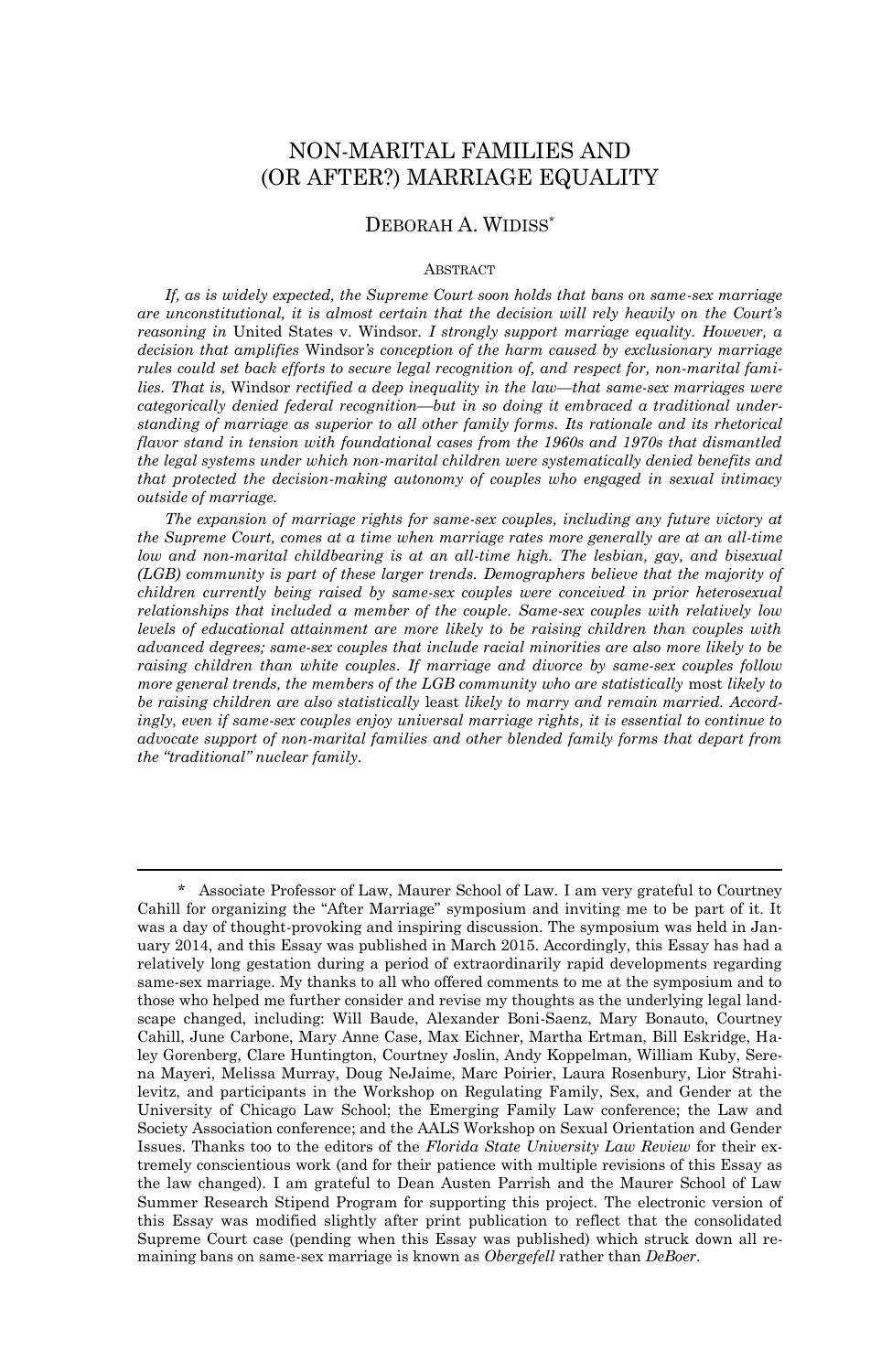# NON-MARITAL FAMILIES AND (OR AFTER?) MARRIAGE EQUALITY

DEBORAH A. WIDISS*

ABSTRACT

*If, as is widely expected, the Supreme Court soon holds that bans on same-sex marriage are unconstitutional, it is almost certain that the decision will rely heavily on the Court's reasoning in* United States v. Windsor. *I strongly support marriage equality. However, a decision that amplifies* Windsor*'s conception of the harm caused by exclusionary marriage rules could set back efforts to secure legal recognition of, and respect for, non-marital families. That is,* Windsor *rectified a deep inequality in the law—that same-sex marriages were categorically denied federal recognition—but in so doing it embraced a traditional understanding of marriage as superior to all other family forms. Its rationale and its rhetorical flavor stand in tension with foundational cases from the 1960s and 1970s that dismantled the legal systems under which non-marital children were systematically denied benefits and that protected the decision-making autonomy of couples who engaged in sexual intimacy outside of marriage.*

*The expansion of marriage rights for same-sex couples, including any future victory at the Supreme Court, comes at a time when marriage rates more generally are at an all-time low and non-marital childbearing is at an all-time high. The lesbian, gay, and bisexual (LGB) community is part of these larger trends. Demographers believe that the majority of children currently being raised by same-sex couples were conceived in prior heterosexual relationships that included a member of the couple. Same-sex couples with relatively low levels of educational attainment are more likely to be raising children than couples with advanced degrees; same-sex couples that include racial minorities are also more likely to be raising children than white couples. If marriage and divorce by same-sex couples follow more general trends, the members of the LGB community who are statistically* most *likely to be raising children are also statistically* least *likely to marry and remain married. Accordingly, even if same-sex couples enjoy universal marriage rights, it is essential to continue to advocate support of non-marital families and other blended family forms that depart from the "traditional" nuclear family.*

---

\* Associate Professor of Law, Maurer School of Law. I am very grateful to Courtney Cahill for organizing the "After Marriage" symposium and inviting me to be part of it. It was a day of thought-provoking and inspiring discussion. The symposium was held in January 2014, and this Essay was published in March 2015. Accordingly, this Essay has had a relatively long gestation during a period of extraordinarily rapid developments regarding same-sex marriage. My thanks to all who offered comments to me at the symposium and to those who helped me further consider and revise my thoughts as the underlying legal landscape changed, including: Will Baude, Alexander Boni-Saenz, Mary Bonauto, Courtney Cahill, June Carbone, Mary Anne Case, Max Eichner, Martha Ertman, Bill Eskridge, Haley Gorenberg, Clare Huntington, Courtney Joslin, Andy Koppelman, William Kuby, Serena Mayeri, Melissa Murray, Doug NeJaime, Marc Poirier, Laura Rosenbury, Lior Strahilevitz, and participants in the Workshop on Regulating Family, Sex, and Gender at the University of Chicago Law School; the Emerging Family Law conference; the Law and Society Association conference; and the AALS Workshop on Sexual Orientation and Gender Issues. Thanks too to the editors of the *Florida State University Law Review* for their extremely conscientious work (and for their patience with multiple revisions of this Essay as the law changed). I am grateful to Dean Austen Parrish and the Maurer School of Law Summer Research Stipend Program for supporting this project. The electronic version of this Essay was modified slightly after print publication to reflect that the consolidated Supreme Court case (pending when this Essay was published) which struck down all remaining bans on same-sex marriage is known as *Obergefell* rather than *DeBoer*.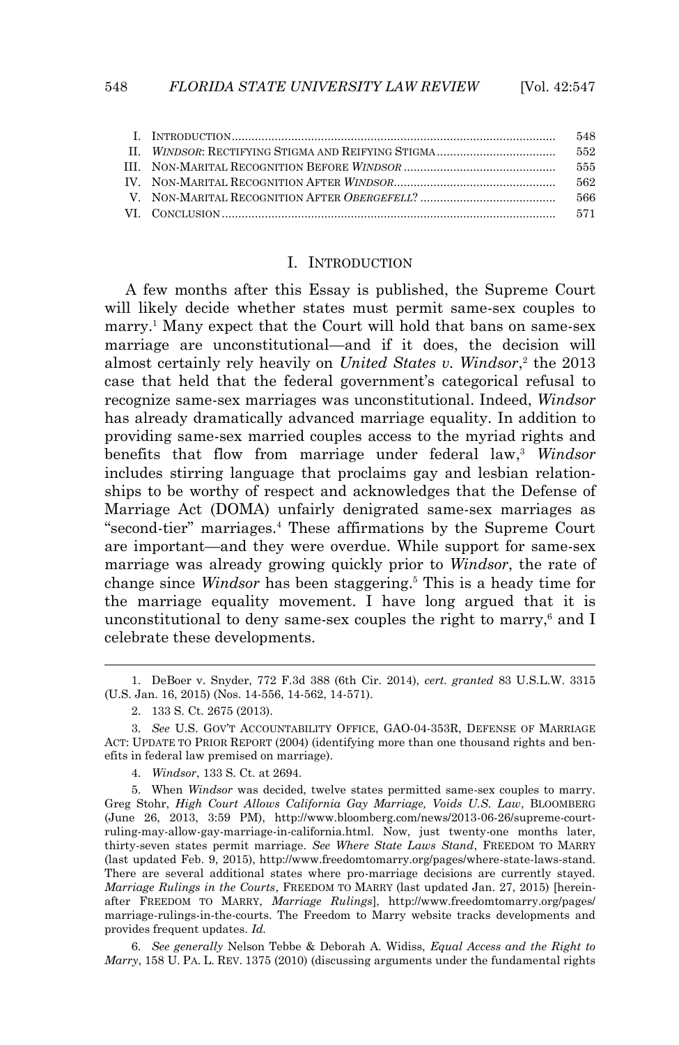| | | |
|---|---|---|
| I. | INTRODUCTION | 548 |
| II. | *WINDSOR*: RECTIFYING STIGMA AND REIFYING STIGMA | 552 |
| III. | NON-MARITAL RECOGNITION BEFORE *WINDSOR* | 555 |
| IV. | NON-MARITAL RECOGNITION AFTER *WINDSOR* | 562 |
| V. | NON-MARITAL RECOGNITION AFTER *OBERGEFELL*? | 566 |
| VI. | CONCLUSION | 571 |

## I. INTRODUCTION

A few months after this Essay is published, the Supreme Court will likely decide whether states must permit same-sex couples to marry.[1] Many expect that the Court will hold that bans on same-sex marriage are unconstitutional—and if it does, the decision will almost certainly rely heavily on *United States v. Windsor*,[2] the 2013 case that held that the federal government's categorical refusal to recognize same-sex marriages was unconstitutional. Indeed, *Windsor* has already dramatically advanced marriage equality. In addition to providing same-sex married couples access to the myriad rights and benefits that flow from marriage under federal law,[3] *Windsor* includes stirring language that proclaims gay and lesbian relationships to be worthy of respect and acknowledges that the Defense of Marriage Act (DOMA) unfairly denigrated same-sex marriages as "second-tier" marriages.[4] These affirmations by the Supreme Court are important—and they were overdue. While support for same-sex marriage was already growing quickly prior to *Windsor*, the rate of change since *Windsor* has been staggering.[5] This is a heady time for the marriage equality movement. I have long argued that it is unconstitutional to deny same-sex couples the right to marry,[6] and I celebrate these developments.

---

1. DeBoer v. Snyder, 772 F.3d 388 (6th Cir. 2014), *cert. granted* 83 U.S.L.W. 3315 (U.S. Jan. 16, 2015) (Nos. 14-556, 14-562, 14-571).

2. 133 S. Ct. 2675 (2013).

3. *See* U.S. GOV'T ACCOUNTABILITY OFFICE, GAO-04-353R, DEFENSE OF MARRIAGE ACT: UPDATE TO PRIOR REPORT (2004) (identifying more than one thousand rights and benefits in federal law premised on marriage).

4. *Windsor*, 133 S. Ct. at 2694.

5. When *Windsor* was decided, twelve states permitted same-sex couples to marry. Greg Stohr, *High Court Allows California Gay Marriage, Voids U.S. Law*, BLOOMBERG (June 26, 2013, 3:59 PM), http://www.bloomberg.com/news/2013-06-26/supreme-court-ruling-may-allow-gay-marriage-in-california.html. Now, just twenty-one months later, thirty-seven states permit marriage. *See Where State Laws Stand*, FREEDOM TO MARRY (last updated Feb. 9, 2015), http://www.freedomtomarry.org/pages/where-state-laws-stand. There are several additional states where pro-marriage decisions are currently stayed. *Marriage Rulings in the Courts*, FREEDOM TO MARRY (last updated Jan. 27, 2015) [hereinafter FREEDOM TO MARRY, *Marriage Rulings*], http://www.freedomtomarry.org/pages/marriage-rulings-in-the-courts. The Freedom to Marry website tracks developments and provides frequent updates. *Id.*

6. *See generally* Nelson Tebbe & Deborah A. Widiss, *Equal Access and the Right to Marry*, 158 U. PA. L. REV. 1375 (2010) (discussing arguments under the fundamental rights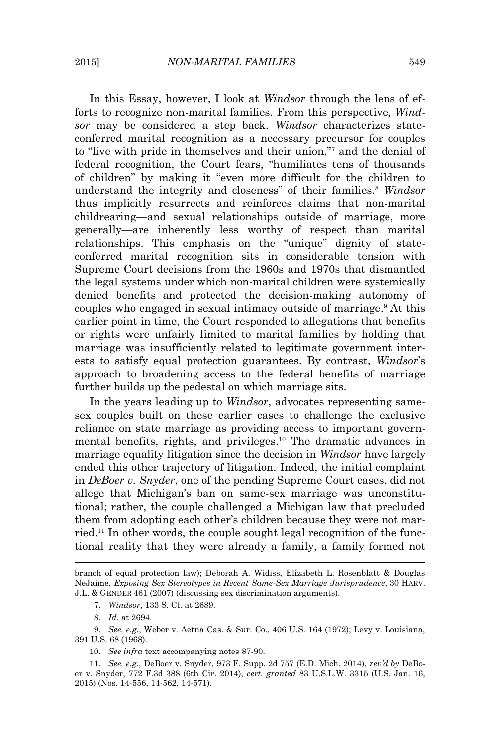In this Essay, however, I look at *Windsor* through the lens of efforts to recognize non-marital families. From this perspective, *Windsor* may be considered a step back. *Windsor* characterizes state-conferred marital recognition as a necessary precursor for couples to "live with pride in themselves and their union,"[7] and the denial of federal recognition, the Court fears, "humiliates tens of thousands of children" by making it "even more difficult for the children to understand the integrity and closeness" of their families.[8] *Windsor* thus implicitly resurrects and reinforces claims that non-marital childrearing—and sexual relationships outside of marriage, more generally—are inherently less worthy of respect than marital relationships. This emphasis on the "unique" dignity of state-conferred marital recognition sits in considerable tension with Supreme Court decisions from the 1960s and 1970s that dismantled the legal systems under which non-marital children were systemically denied benefits and protected the decision-making autonomy of couples who engaged in sexual intimacy outside of marriage.[9] At this earlier point in time, the Court responded to allegations that benefits or rights were unfairly limited to marital families by holding that marriage was insufficiently related to legitimate government interests to satisfy equal protection guarantees. By contrast, *Windsor*'s approach to broadening access to the federal benefits of marriage further builds up the pedestal on which marriage sits.

In the years leading up to *Windsor*, advocates representing same-sex couples built on these earlier cases to challenge the exclusive reliance on state marriage as providing access to important governmental benefits, rights, and privileges.[10] The dramatic advances in marriage equality litigation since the decision in *Windsor* have largely ended this other trajectory of litigation. Indeed, the initial complaint in *DeBoer v. Snyder*, one of the pending Supreme Court cases, did not allege that Michigan's ban on same-sex marriage was unconstitutional; rather, the couple challenged a Michigan law that precluded them from adopting each other's children because they were not married.[11] In other words, the couple sought legal recognition of the functional reality that they were already a family, a family formed not

---

branch of equal protection law); Deborah A. Widiss, Elizabeth L. Rosenblatt & Douglas NeJaime, *Exposing Sex Stereotypes in Recent Same-Sex Marriage Jurisprudence*, 30 HARV. J.L. & GENDER 461 (2007) (discussing sex discrimination arguments).

7. *Windsor*, 133 S. Ct. at 2689.

8. *Id.* at 2694.

9. *See, e.g.*, Weber v. Aetna Cas. & Sur. Co., 406 U.S. 164 (1972); Levy v. Louisiana, 391 U.S. 68 (1968).

10. *See infra* text accompanying notes 87-90.

11. *See, e.g.*, DeBoer v. Snyder, 973 F. Supp. 2d 757 (E.D. Mich. 2014), *rev'd by* DeBoer v. Snyder, 772 F.3d 388 (6th Cir. 2014), *cert. granted* 83 U.S.L.W. 3315 (U.S. Jan. 16, 2015) (Nos. 14-556, 14-562, 14-571).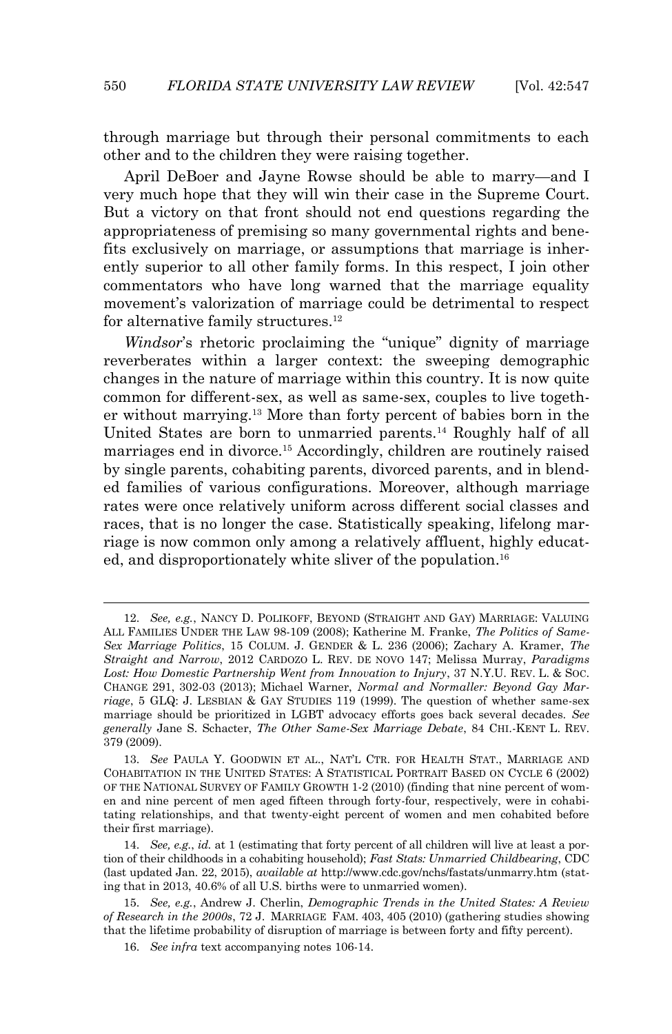through marriage but through their personal commitments to each other and to the children they were raising together.

April DeBoer and Jayne Rowse should be able to marry—and I very much hope that they will win their case in the Supreme Court. But a victory on that front should not end questions regarding the appropriateness of premising so many governmental rights and benefits exclusively on marriage, or assumptions that marriage is inherently superior to all other family forms. In this respect, I join other commentators who have long warned that the marriage equality movement's valorization of marriage could be detrimental to respect for alternative family structures.[12]

*Windsor*'s rhetoric proclaiming the "unique" dignity of marriage reverberates within a larger context: the sweeping demographic changes in the nature of marriage within this country. It is now quite common for different-sex, as well as same-sex, couples to live together without marrying.[13] More than forty percent of babies born in the United States are born to unmarried parents.[14] Roughly half of all marriages end in divorce.[15] Accordingly, children are routinely raised by single parents, cohabiting parents, divorced parents, and in blended families of various configurations. Moreover, although marriage rates were once relatively uniform across different social classes and races, that is no longer the case. Statistically speaking, lifelong marriage is now common only among a relatively affluent, highly educated, and disproportionately white sliver of the population.[16]

---

12. *See, e.g.*, NANCY D. POLIKOFF, BEYOND (STRAIGHT AND GAY) MARRIAGE: VALUING ALL FAMILIES UNDER THE LAW 98-109 (2008); Katherine M. Franke, *The Politics of Same-Sex Marriage Politics*, 15 COLUM. J. GENDER & L. 236 (2006); Zachary A. Kramer, *The Straight and Narrow*, 2012 CARDOZO L. REV. DE NOVO 147; Melissa Murray, *Paradigms Lost: How Domestic Partnership Went from Innovation to Injury*, 37 N.Y.U. REV. L. & SOC. CHANGE 291, 302-03 (2013); Michael Warner, *Normal and Normaller: Beyond Gay Marriage*, 5 GLQ: J. LESBIAN & GAY STUDIES 119 (1999). The question of whether same-sex marriage should be prioritized in LGBT advocacy efforts goes back several decades. *See generally* Jane S. Schacter, *The Other Same-Sex Marriage Debate*, 84 CHI.-KENT L. REV. 379 (2009).

13. *See* PAULA Y. GOODWIN ET AL., NAT'L CTR. FOR HEALTH STAT., MARRIAGE AND COHABITATION IN THE UNITED STATES: A STATISTICAL PORTRAIT BASED ON CYCLE 6 (2002) OF THE NATIONAL SURVEY OF FAMILY GROWTH 1-2 (2010) (finding that nine percent of women and nine percent of men aged fifteen through forty-four, respectively, were in cohabitating relationships, and that twenty-eight percent of women and men cohabited before their first marriage).

14. *See, e.g.*, *id.* at 1 (estimating that forty percent of all children will live at least a portion of their childhoods in a cohabiting household); *Fast Stats: Unmarried Childbearing*, CDC (last updated Jan. 22, 2015), *available at* http://www.cdc.gov/nchs/fastats/unmarry.htm (stating that in 2013, 40.6% of all U.S. births were to unmarried women).

15. *See, e.g.*, Andrew J. Cherlin, *Demographic Trends in the United States: A Review of Research in the 2000s*, 72 J. MARRIAGE FAM. 403, 405 (2010) (gathering studies showing that the lifetime probability of disruption of marriage is between forty and fifty percent).

16. *See infra* text accompanying notes 106-14.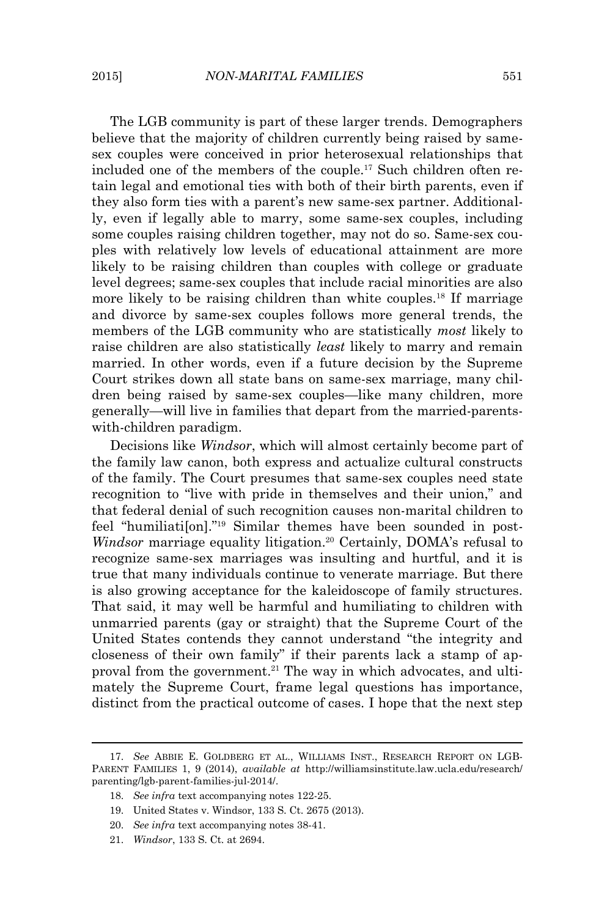The LGB community is part of these larger trends. Demographers believe that the majority of children currently being raised by same-sex couples were conceived in prior heterosexual relationships that included one of the members of the couple.[17] Such children often retain legal and emotional ties with both of their birth parents, even if they also form ties with a parent's new same-sex partner. Additionally, even if legally able to marry, some same-sex couples, including some couples raising children together, may not do so. Same-sex couples with relatively low levels of educational attainment are more likely to be raising children than couples with college or graduate level degrees; same-sex couples that include racial minorities are also more likely to be raising children than white couples.[18] If marriage and divorce by same-sex couples follows more general trends, the members of the LGB community who are statistically *most* likely to raise children are also statistically *least* likely to marry and remain married. In other words, even if a future decision by the Supreme Court strikes down all state bans on same-sex marriage, many children being raised by same-sex couples—like many children, more generally—will live in families that depart from the married-parents-with-children paradigm.

Decisions like *Windsor*, which will almost certainly become part of the family law canon, both express and actualize cultural constructs of the family. The Court presumes that same-sex couples need state recognition to "live with pride in themselves and their union," and that federal denial of such recognition causes non-marital children to feel "humiliati[on]."[19] Similar themes have been sounded in post-*Windsor* marriage equality litigation.[20] Certainly, DOMA's refusal to recognize same-sex marriages was insulting and hurtful, and it is true that many individuals continue to venerate marriage. But there is also growing acceptance for the kaleidoscope of family structures. That said, it may well be harmful and humiliating to children with unmarried parents (gay or straight) that the Supreme Court of the United States contends they cannot understand "the integrity and closeness of their own family" if their parents lack a stamp of approval from the government.[21] The way in which advocates, and ultimately the Supreme Court, frame legal questions has importance, distinct from the practical outcome of cases. I hope that the next step

---

17. *See* ABBIE E. GOLDBERG ET AL., WILLIAMS INST., RESEARCH REPORT ON LGB-PARENT FAMILIES 1, 9 (2014), *available at* http://williamsinstitute.law.ucla.edu/research/parenting/lgb-parent-families-jul-2014/.

18. *See infra* text accompanying notes 122-25.

19. United States v. Windsor, 133 S. Ct. 2675 (2013).

20. *See infra* text accompanying notes 38-41.

21. *Windsor*, 133 S. Ct. at 2694.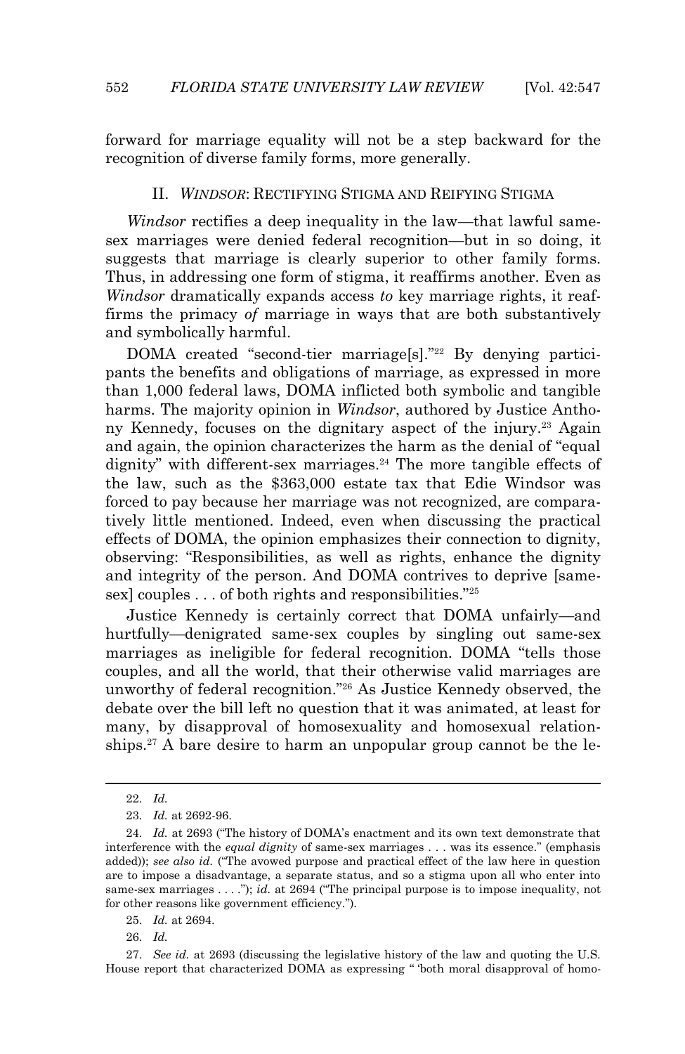forward for marriage equality will not be a step backward for the recognition of diverse family forms, more generally.

## II. *WINDSOR*: RECTIFYING STIGMA AND REIFYING STIGMA

*Windsor* rectifies a deep inequality in the law—that lawful same-sex marriages were denied federal recognition—but in so doing, it suggests that marriage is clearly superior to other family forms. Thus, in addressing one form of stigma, it reaffirms another. Even as *Windsor* dramatically expands access *to* key marriage rights, it reaffirms the primacy *of* marriage in ways that are both substantively and symbolically harmful.

DOMA created "second-tier marriage[s]."[22] By denying participants the benefits and obligations of marriage, as expressed in more than 1,000 federal laws, DOMA inflicted both symbolic and tangible harms. The majority opinion in *Windsor*, authored by Justice Anthony Kennedy, focuses on the dignitary aspect of the injury.[23] Again and again, the opinion characterizes the harm as the denial of "equal dignity" with different-sex marriages.[24] The more tangible effects of the law, such as the $363,000 estate tax that Edie Windsor was forced to pay because her marriage was not recognized, are comparatively little mentioned. Indeed, even when discussing the practical effects of DOMA, the opinion emphasizes their connection to dignity, observing: "Responsibilities, as well as rights, enhance the dignity and integrity of the person. And DOMA contrives to deprive [same-sex] couples . . . of both rights and responsibilities."[25]

Justice Kennedy is certainly correct that DOMA unfairly—and hurtfully—denigrated same-sex couples by singling out same-sex marriages as ineligible for federal recognition. DOMA "tells those couples, and all the world, that their otherwise valid marriages are unworthy of federal recognition."[26] As Justice Kennedy observed, the debate over the bill left no question that it was animated, at least for many, by disapproval of homosexuality and homosexual relationships.[27] A bare desire to harm an unpopular group cannot be the le-

---

22. *Id.*

23. *Id.* at 2692-96.

24. *Id.* at 2693 ("The history of DOMA's enactment and its own text demonstrate that interference with the *equal dignity* of same-sex marriages . . . was its essence." (emphasis added)); *see also id.* ("The avowed purpose and practical effect of the law here in question are to impose a disadvantage, a separate status, and so a stigma upon all who enter into same-sex marriages . . . ."); *id.* at 2694 ("The principal purpose is to impose inequality, not for other reasons like government efficiency.").

25. *Id.* at 2694.

26. *Id.*

27. *See id.* at 2693 (discussing the legislative history of the law and quoting the U.S. House report that characterized DOMA as expressing " 'both moral disapproval of homo-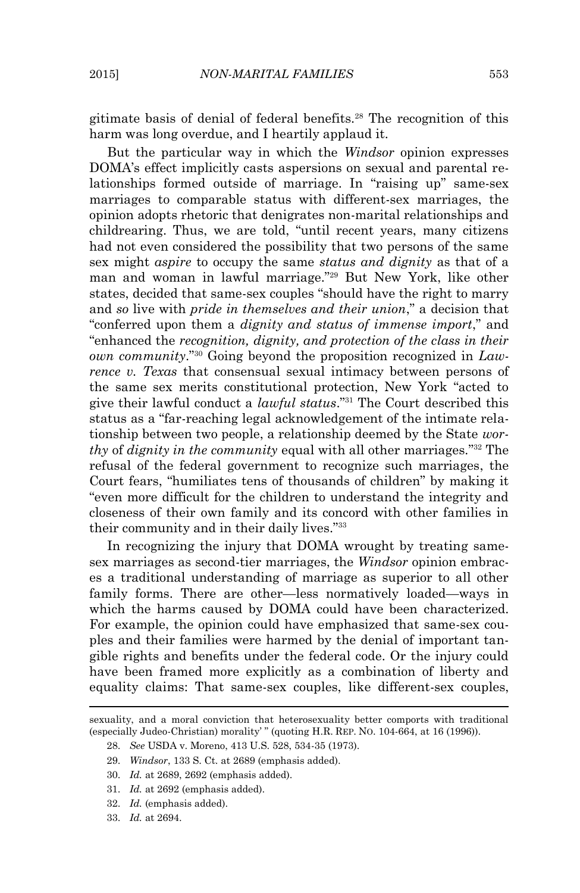gitimate basis of denial of federal benefits.[28] The recognition of this harm was long overdue, and I heartily applaud it.

But the particular way in which the *Windsor* opinion expresses DOMA's effect implicitly casts aspersions on sexual and parental relationships formed outside of marriage. In "raising up" same-sex marriages to comparable status with different-sex marriages, the opinion adopts rhetoric that denigrates non-marital relationships and childrearing. Thus, we are told, "until recent years, many citizens had not even considered the possibility that two persons of the same sex might *aspire* to occupy the same *status and dignity* as that of a man and woman in lawful marriage."[29] But New York, like other states, decided that same-sex couples "should have the right to marry and *so* live with *pride in themselves and their union*," a decision that "conferred upon them a *dignity and status of immense import*," and "enhanced the *recognition, dignity, and protection of the class in their own community*."[30] Going beyond the proposition recognized in *Lawrence v. Texas* that consensual sexual intimacy between persons of the same sex merits constitutional protection, New York "acted to give their lawful conduct a *lawful status*."[31] The Court described this status as a "far-reaching legal acknowledgement of the intimate relationship between two people, a relationship deemed by the State *worthy* of *dignity in the community* equal with all other marriages."[32] The refusal of the federal government to recognize such marriages, the Court fears, "humiliates tens of thousands of children" by making it "even more difficult for the children to understand the integrity and closeness of their own family and its concord with other families in their community and in their daily lives."[33]

In recognizing the injury that DOMA wrought by treating same-sex marriages as second-tier marriages, the *Windsor* opinion embraces a traditional understanding of marriage as superior to all other family forms. There are other—less normatively loaded—ways in which the harms caused by DOMA could have been characterized. For example, the opinion could have emphasized that same-sex couples and their families were harmed by the denial of important tangible rights and benefits under the federal code. Or the injury could have been framed more explicitly as a combination of liberty and equality claims: That same-sex couples, like different-sex couples,

---

sexuality, and a moral conviction that heterosexuality better comports with traditional (especially Judeo-Christian) morality' " (quoting H.R. REP. NO. 104-664, at 16 (1996)).

28. *See* USDA v. Moreno, 413 U.S. 528, 534-35 (1973).

29. *Windsor*, 133 S. Ct. at 2689 (emphasis added).

30. *Id.* at 2689, 2692 (emphasis added).

31. *Id.* at 2692 (emphasis added).

32. *Id.* (emphasis added).

33. *Id.* at 2694.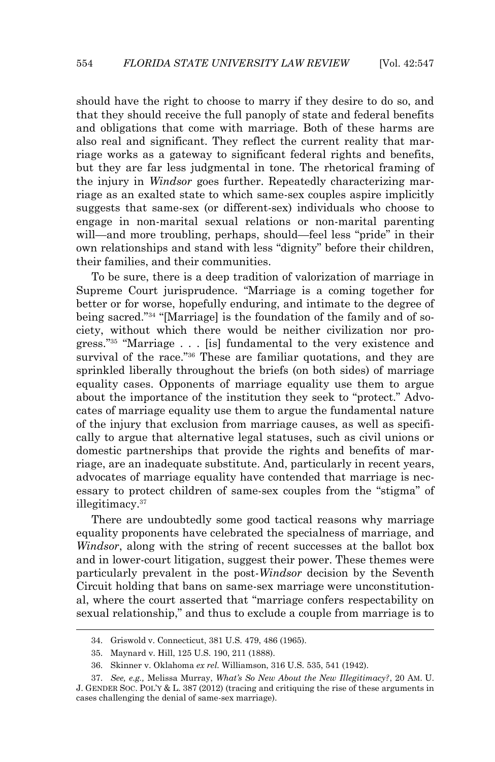should have the right to choose to marry if they desire to do so, and that they should receive the full panoply of state and federal benefits and obligations that come with marriage. Both of these harms are also real and significant. They reflect the current reality that marriage works as a gateway to significant federal rights and benefits, but they are far less judgmental in tone. The rhetorical framing of the injury in *Windsor* goes further. Repeatedly characterizing marriage as an exalted state to which same-sex couples aspire implicitly suggests that same-sex (or different-sex) individuals who choose to engage in non-marital sexual relations or non-marital parenting will—and more troubling, perhaps, should—feel less "pride" in their own relationships and stand with less "dignity" before their children, their families, and their communities.

To be sure, there is a deep tradition of valorization of marriage in Supreme Court jurisprudence. "Marriage is a coming together for better or for worse, hopefully enduring, and intimate to the degree of being sacred."[34] "[Marriage] is the foundation of the family and of society, without which there would be neither civilization nor progress."[35] "Marriage . . . [is] fundamental to the very existence and survival of the race."[36] These are familiar quotations, and they are sprinkled liberally throughout the briefs (on both sides) of marriage equality cases. Opponents of marriage equality use them to argue about the importance of the institution they seek to "protect." Advocates of marriage equality use them to argue the fundamental nature of the injury that exclusion from marriage causes, as well as specifically to argue that alternative legal statuses, such as civil unions or domestic partnerships that provide the rights and benefits of marriage, are an inadequate substitute. And, particularly in recent years, advocates of marriage equality have contended that marriage is necessary to protect children of same-sex couples from the "stigma" of illegitimacy.[37]

There are undoubtedly some good tactical reasons why marriage equality proponents have celebrated the specialness of marriage, and *Windsor*, along with the string of recent successes at the ballot box and in lower-court litigation, suggest their power. These themes were particularly prevalent in the post-*Windsor* decision by the Seventh Circuit holding that bans on same-sex marriage were unconstitutional, where the court asserted that "marriage confers respectability on sexual relationship," and thus to exclude a couple from marriage is to

---

34. Griswold v. Connecticut, 381 U.S. 479, 486 (1965).

35. Maynard v. Hill, 125 U.S. 190, 211 (1888).

36. Skinner v. Oklahoma *ex rel.* Williamson, 316 U.S. 535, 541 (1942).

37. *See, e.g.,* Melissa Murray, *What's So New About the New Illegitimacy?*, 20 AM. U. J. GENDER SOC. POL'Y & L. 387 (2012) (tracing and critiquing the rise of these arguments in cases challenging the denial of same-sex marriage).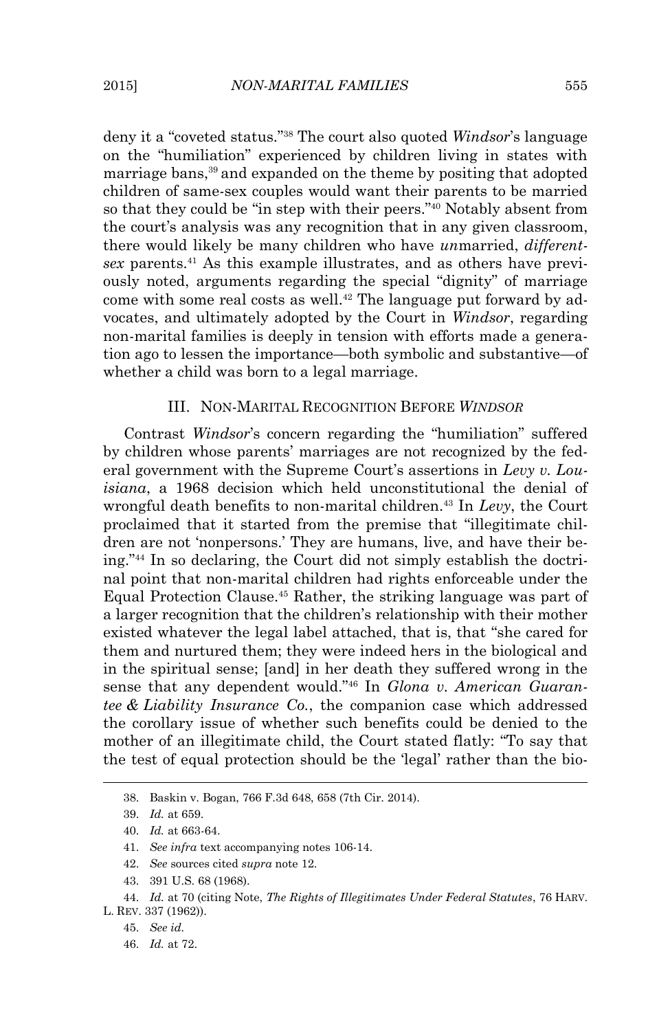deny it a "coveted status."[38] The court also quoted *Windsor*'s language on the "humiliation" experienced by children living in states with marriage bans,[39] and expanded on the theme by positing that adopted children of same-sex couples would want their parents to be married so that they could be "in step with their peers."[40] Notably absent from the court's analysis was any recognition that in any given classroom, there would likely be many children who have *un*married, *different-sex* parents.[41] As this example illustrates, and as others have previously noted, arguments regarding the special "dignity" of marriage come with some real costs as well.[42] The language put forward by advocates, and ultimately adopted by the Court in *Windsor*, regarding non-marital families is deeply in tension with efforts made a generation ago to lessen the importance—both symbolic and substantive—of whether a child was born to a legal marriage.

## III. NON-MARITAL RECOGNITION BEFORE *WINDSOR*

Contrast *Windsor*'s concern regarding the "humiliation" suffered by children whose parents' marriages are not recognized by the federal government with the Supreme Court's assertions in *Levy v. Louisiana*, a 1968 decision which held unconstitutional the denial of wrongful death benefits to non-marital children.[43] In *Levy*, the Court proclaimed that it started from the premise that "illegitimate children are not 'nonpersons.' They are humans, live, and have their being."[44] In so declaring, the Court did not simply establish the doctrinal point that non-marital children had rights enforceable under the Equal Protection Clause.[45] Rather, the striking language was part of a larger recognition that the children's relationship with their mother existed whatever the legal label attached, that is, that "she cared for them and nurtured them; they were indeed hers in the biological and in the spiritual sense; [and] in her death they suffered wrong in the sense that any dependent would."[46] In *Glona v. American Guarantee & Liability Insurance Co.*, the companion case which addressed the corollary issue of whether such benefits could be denied to the mother of an illegitimate child, the Court stated flatly: "To say that the test of equal protection should be the 'legal' rather than the bio-

---

38. Baskin v. Bogan, 766 F.3d 648, 658 (7th Cir. 2014).

39. *Id.* at 659.

40. *Id.* at 663-64.

41. *See infra* text accompanying notes 106-14.

42. *See* sources cited *supra* note 12.

43. 391 U.S. 68 (1968).

44. *Id.* at 70 (citing Note, *The Rights of Illegitimates Under Federal Statutes*, 76 HARV. L. REV. 337 (1962)).

45. *See id.*

46. *Id.* at 72.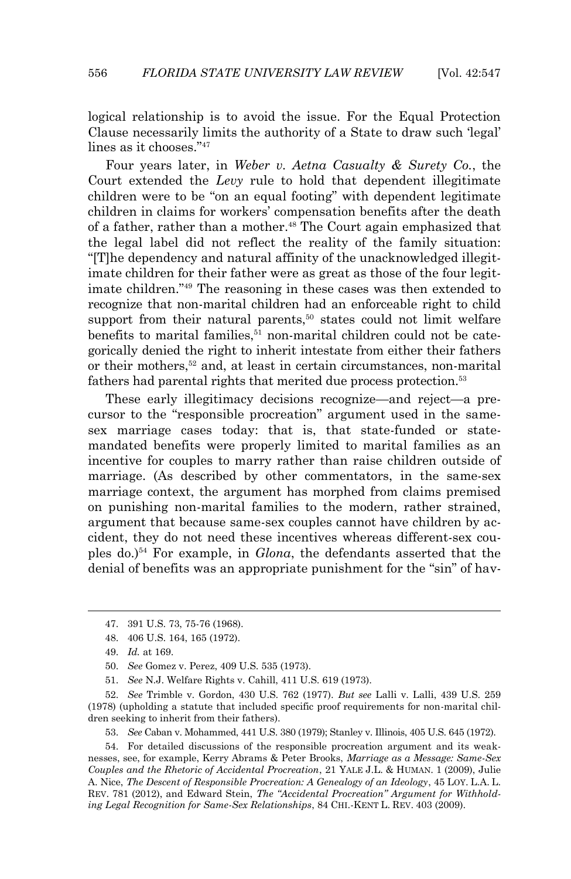logical relationship is to avoid the issue. For the Equal Protection Clause necessarily limits the authority of a State to draw such 'legal' lines as it chooses."[47]

Four years later, in *Weber v. Aetna Casualty & Surety Co.*, the Court extended the *Levy* rule to hold that dependent illegitimate children were to be "on an equal footing" with dependent legitimate children in claims for workers' compensation benefits after the death of a father, rather than a mother.[48] The Court again emphasized that the legal label did not reflect the reality of the family situation: "[T]he dependency and natural affinity of the unacknowledged illegitimate children for their father were as great as those of the four legitimate children."[49] The reasoning in these cases was then extended to recognize that non-marital children had an enforceable right to child support from their natural parents,[50] states could not limit welfare benefits to marital families,[51] non-marital children could not be categorically denied the right to inherit intestate from either their fathers or their mothers,[52] and, at least in certain circumstances, non-marital fathers had parental rights that merited due process protection.[53]

These early illegitimacy decisions recognize—and reject—a precursor to the "responsible procreation" argument used in the same-sex marriage cases today: that is, that state-funded or state-mandated benefits were properly limited to marital families as an incentive for couples to marry rather than raise children outside of marriage. (As described by other commentators, in the same-sex marriage context, the argument has morphed from claims premised on punishing non-marital families to the modern, rather strained, argument that because same-sex couples cannot have children by accident, they do not need these incentives whereas different-sex couples do.)[54] For example, in *Glona*, the defendants asserted that the denial of benefits was an appropriate punishment for the "sin" of hav-

---

47. 391 U.S. 73, 75-76 (1968).

48. 406 U.S. 164, 165 (1972).

49. *Id.* at 169.

50. *See* Gomez v. Perez, 409 U.S. 535 (1973).

51. *See* N.J. Welfare Rights v. Cahill, 411 U.S. 619 (1973).

52. *See* Trimble v. Gordon, 430 U.S. 762 (1977). *But see* Lalli v. Lalli, 439 U.S. 259 (1978) (upholding a statute that included specific proof requirements for non-marital children seeking to inherit from their fathers).

53. *See* Caban v. Mohammed, 441 U.S. 380 (1979); Stanley v. Illinois, 405 U.S. 645 (1972).

54. For detailed discussions of the responsible procreation argument and its weaknesses, see, for example, Kerry Abrams & Peter Brooks, *Marriage as a Message: Same-Sex Couples and the Rhetoric of Accidental Procreation*, 21 YALE J.L. & HUMAN. 1 (2009), Julie A. Nice, *The Descent of Responsible Procreation: A Genealogy of an Ideology*, 45 LOY. L.A. L. REV. 781 (2012), and Edward Stein, *The "Accidental Procreation" Argument for Withholding Legal Recognition for Same-Sex Relationships*, 84 CHI.-KENT L. REV. 403 (2009).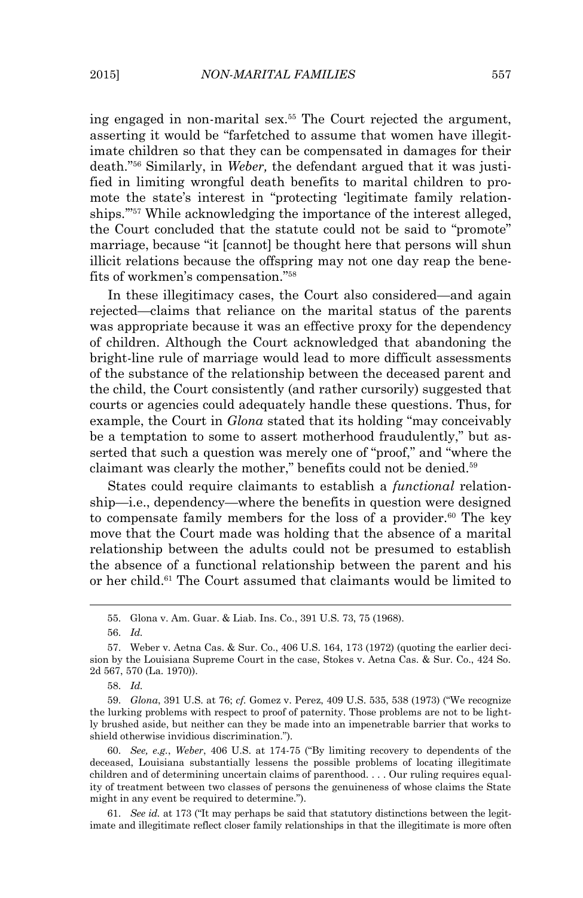ing engaged in non-marital sex.[55] The Court rejected the argument, asserting it would be "farfetched to assume that women have illegitimate children so that they can be compensated in damages for their death."[56] Similarly, in *Weber,* the defendant argued that it was justified in limiting wrongful death benefits to marital children to promote the state's interest in "protecting 'legitimate family relationships.'"[57] While acknowledging the importance of the interest alleged, the Court concluded that the statute could not be said to "promote" marriage, because "it [cannot] be thought here that persons will shun illicit relations because the offspring may not one day reap the benefits of workmen's compensation."[58]

In these illegitimacy cases, the Court also considered—and again rejected—claims that reliance on the marital status of the parents was appropriate because it was an effective proxy for the dependency of children. Although the Court acknowledged that abandoning the bright-line rule of marriage would lead to more difficult assessments of the substance of the relationship between the deceased parent and the child, the Court consistently (and rather cursorily) suggested that courts or agencies could adequately handle these questions. Thus, for example, the Court in *Glona* stated that its holding "may conceivably be a temptation to some to assert motherhood fraudulently," but asserted that such a question was merely one of "proof," and "where the claimant was clearly the mother," benefits could not be denied.[59]

States could require claimants to establish a *functional* relationship—i.e., dependency—where the benefits in question were designed to compensate family members for the loss of a provider.[60] The key move that the Court made was holding that the absence of a marital relationship between the adults could not be presumed to establish the absence of a functional relationship between the parent and his or her child.[61] The Court assumed that claimants would be limited to

---

55. Glona v. Am. Guar. & Liab. Ins. Co., 391 U.S. 73, 75 (1968).

56. *Id.*

57. Weber v. Aetna Cas. & Sur. Co., 406 U.S. 164, 173 (1972) (quoting the earlier decision by the Louisiana Supreme Court in the case, Stokes v. Aetna Cas. & Sur. Co., 424 So. 2d 567, 570 (La. 1970)).

58. *Id.*

59. *Glona*, 391 U.S. at 76; *cf.* Gomez v. Perez, 409 U.S. 535, 538 (1973) ("We recognize the lurking problems with respect to proof of paternity. Those problems are not to be lightly brushed aside, but neither can they be made into an impenetrable barrier that works to shield otherwise invidious discrimination.").

60. *See, e.g.*, *Weber*, 406 U.S. at 174-75 ("By limiting recovery to dependents of the deceased, Louisiana substantially lessens the possible problems of locating illegitimate children and of determining uncertain claims of parenthood. . . . Our ruling requires equality of treatment between two classes of persons the genuineness of whose claims the State might in any event be required to determine.").

61. *See id.* at 173 ("It may perhaps be said that statutory distinctions between the legitimate and illegitimate reflect closer family relationships in that the illegitimate is more often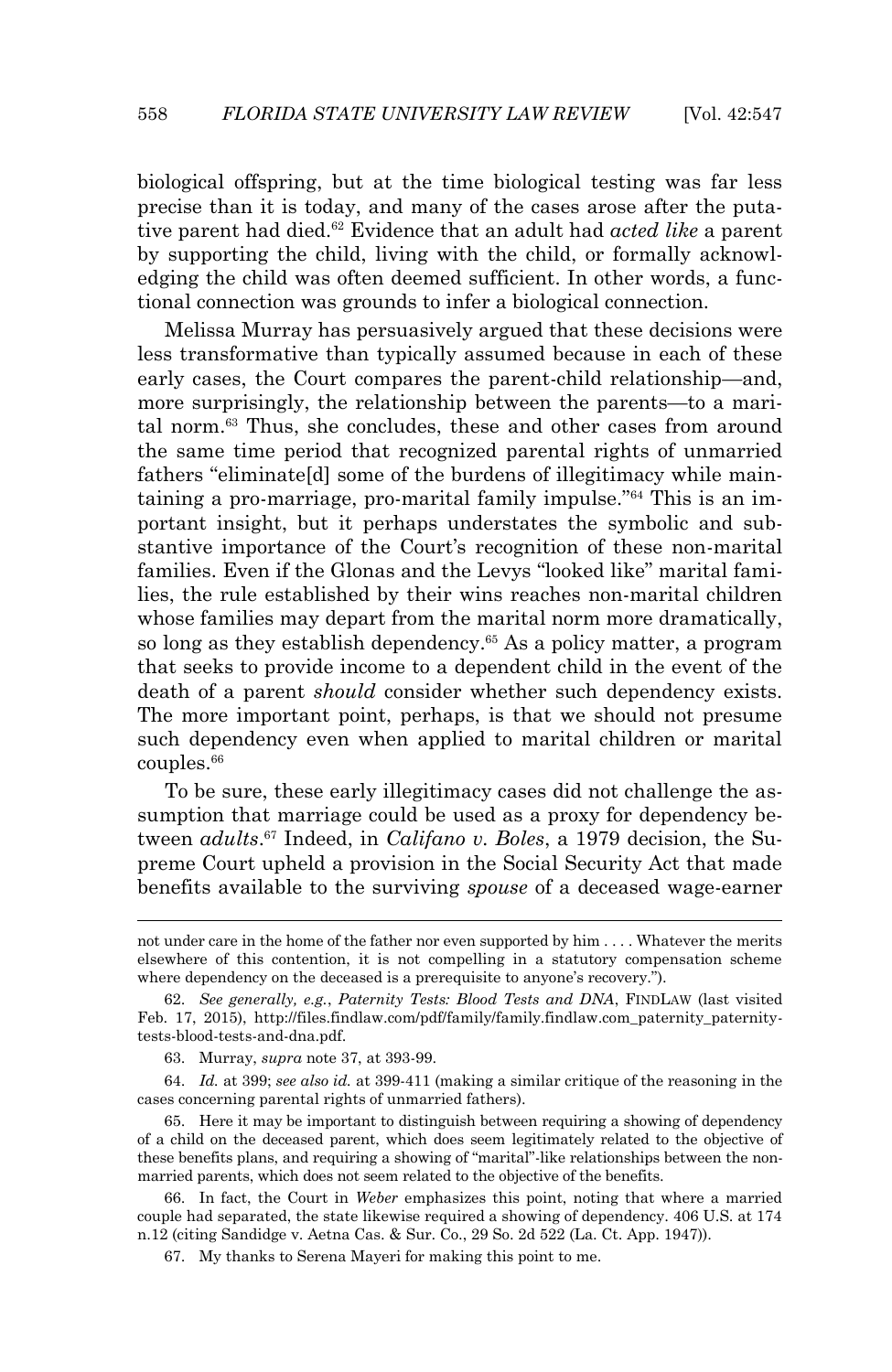biological offspring, but at the time biological testing was far less precise than it is today, and many of the cases arose after the putative parent had died.[62] Evidence that an adult had *acted like* a parent by supporting the child, living with the child, or formally acknowledging the child was often deemed sufficient. In other words, a functional connection was grounds to infer a biological connection.

Melissa Murray has persuasively argued that these decisions were less transformative than typically assumed because in each of these early cases, the Court compares the parent-child relationship—and, more surprisingly, the relationship between the parents—to a marital norm.[63] Thus, she concludes, these and other cases from around the same time period that recognized parental rights of unmarried fathers "eliminate[d] some of the burdens of illegitimacy while maintaining a pro-marriage, pro-marital family impulse."[64] This is an important insight, but it perhaps understates the symbolic and substantive importance of the Court's recognition of these non-marital families. Even if the Glonas and the Levys "looked like" marital families, the rule established by their wins reaches non-marital children whose families may depart from the marital norm more dramatically, so long as they establish dependency.[65] As a policy matter, a program that seeks to provide income to a dependent child in the event of the death of a parent *should* consider whether such dependency exists. The more important point, perhaps, is that we should not presume such dependency even when applied to marital children or marital couples.[66]

To be sure, these early illegitimacy cases did not challenge the assumption that marriage could be used as a proxy for dependency between *adults*.[67] Indeed, in *Califano v. Boles*, a 1979 decision, the Supreme Court upheld a provision in the Social Security Act that made benefits available to the surviving *spouse* of a deceased wage-earner

---

not under care in the home of the father nor even supported by him . . . . Whatever the merits elsewhere of this contention, it is not compelling in a statutory compensation scheme where dependency on the deceased is a prerequisite to anyone's recovery.").

62. *See generally, e.g.*, *Paternity Tests: Blood Tests and DNA*, FINDLAW (last visited Feb. 17, 2015), http://files.findlaw.com/pdf/family/family.findlaw.com_paternity_paternity-tests-blood-tests-and-dna.pdf.

63. Murray, *supra* note 37, at 393-99.

64. *Id.* at 399; *see also id.* at 399-411 (making a similar critique of the reasoning in the cases concerning parental rights of unmarried fathers).

65. Here it may be important to distinguish between requiring a showing of dependency of a child on the deceased parent, which does seem legitimately related to the objective of these benefits plans, and requiring a showing of "marital"-like relationships between the non-married parents, which does not seem related to the objective of the benefits.

66. In fact, the Court in *Weber* emphasizes this point, noting that where a married couple had separated, the state likewise required a showing of dependency. 406 U.S. at 174 n.12 (citing Sandidge v. Aetna Cas. & Sur. Co., 29 So. 2d 522 (La. Ct. App. 1947)).

67. My thanks to Serena Mayeri for making this point to me.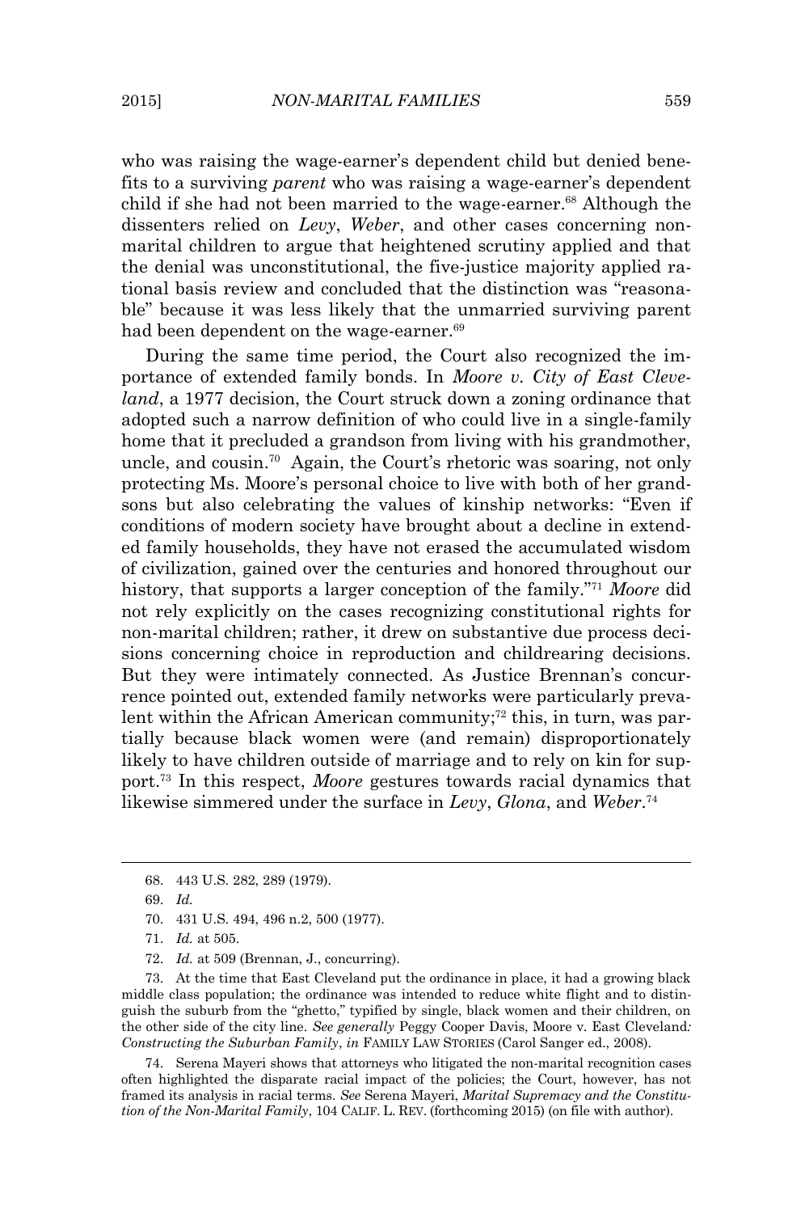who was raising the wage-earner's dependent child but denied benefits to a surviving *parent* who was raising a wage-earner's dependent child if she had not been married to the wage-earner.[68] Although the dissenters relied on *Levy*, *Weber*, and other cases concerning non-marital children to argue that heightened scrutiny applied and that the denial was unconstitutional, the five-justice majority applied rational basis review and concluded that the distinction was "reasonable" because it was less likely that the unmarried surviving parent had been dependent on the wage-earner.[69]

During the same time period, the Court also recognized the importance of extended family bonds. In *Moore v. City of East Cleveland*, a 1977 decision, the Court struck down a zoning ordinance that adopted such a narrow definition of who could live in a single-family home that it precluded a grandson from living with his grandmother, uncle, and cousin.[70] Again, the Court's rhetoric was soaring, not only protecting Ms. Moore's personal choice to live with both of her grandsons but also celebrating the values of kinship networks: "Even if conditions of modern society have brought about a decline in extended family households, they have not erased the accumulated wisdom of civilization, gained over the centuries and honored throughout our history, that supports a larger conception of the family."[71] *Moore* did not rely explicitly on the cases recognizing constitutional rights for non-marital children; rather, it drew on substantive due process decisions concerning choice in reproduction and childrearing decisions. But they were intimately connected. As Justice Brennan's concurrence pointed out, extended family networks were particularly prevalent within the African American community;[72] this, in turn, was partially because black women were (and remain) disproportionately likely to have children outside of marriage and to rely on kin for support.[73] In this respect, *Moore* gestures towards racial dynamics that likewise simmered under the surface in *Levy*, *Glona*, and *Weber*.[74]

---

68. 443 U.S. 282, 289 (1979).

69. *Id.*

70. 431 U.S. 494, 496 n.2, 500 (1977).

71. *Id.* at 505.

72. *Id.* at 509 (Brennan, J., concurring).

73. At the time that East Cleveland put the ordinance in place, it had a growing black middle class population; the ordinance was intended to reduce white flight and to distinguish the suburb from the "ghetto," typified by single, black women and their children, on the other side of the city line. *See generally* Peggy Cooper Davis, Moore v. East Cleveland*: Constructing the Suburban Family*, *in* FAMILY LAW STORIES (Carol Sanger ed., 2008).

74. Serena Mayeri shows that attorneys who litigated the non-marital recognition cases often highlighted the disparate racial impact of the policies; the Court, however, has not framed its analysis in racial terms. *See* Serena Mayeri, *Marital Supremacy and the Constitution of the Non-Marital Family*, 104 CALIF. L. REV. (forthcoming 2015) (on file with author).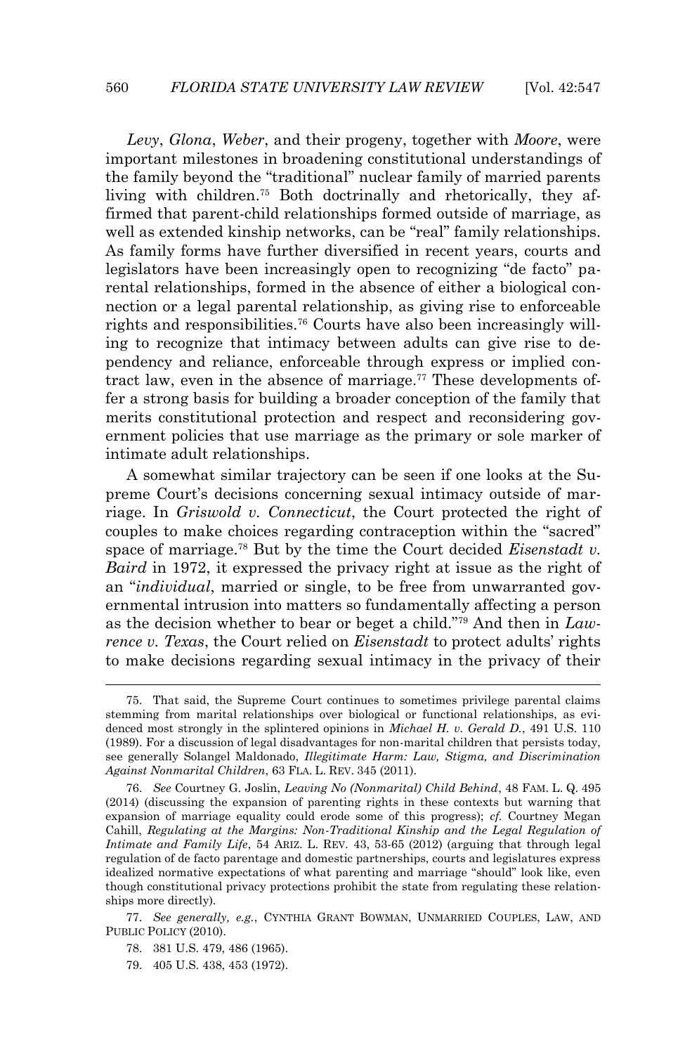*Levy*, *Glona*, *Weber*, and their progeny, together with *Moore*, were important milestones in broadening constitutional understandings of the family beyond the "traditional" nuclear family of married parents living with children.[75] Both doctrinally and rhetorically, they affirmed that parent-child relationships formed outside of marriage, as well as extended kinship networks, can be "real" family relationships. As family forms have further diversified in recent years, courts and legislators have been increasingly open to recognizing "de facto" parental relationships, formed in the absence of either a biological connection or a legal parental relationship, as giving rise to enforceable rights and responsibilities.[76] Courts have also been increasingly willing to recognize that intimacy between adults can give rise to dependency and reliance, enforceable through express or implied contract law, even in the absence of marriage.[77] These developments offer a strong basis for building a broader conception of the family that merits constitutional protection and respect and reconsidering government policies that use marriage as the primary or sole marker of intimate adult relationships.

A somewhat similar trajectory can be seen if one looks at the Supreme Court's decisions concerning sexual intimacy outside of marriage. In *Griswold v. Connecticut*, the Court protected the right of couples to make choices regarding contraception within the "sacred" space of marriage.[78] But by the time the Court decided *Eisenstadt v. Baird* in 1972, it expressed the privacy right at issue as the right of an "*individual*, married or single, to be free from unwarranted governmental intrusion into matters so fundamentally affecting a person as the decision whether to bear or beget a child."[79] And then in *Lawrence v. Texas*, the Court relied on *Eisenstadt* to protect adults' rights to make decisions regarding sexual intimacy in the privacy of their

---

75. That said, the Supreme Court continues to sometimes privilege parental claims stemming from marital relationships over biological or functional relationships, as evidenced most strongly in the splintered opinions in *Michael H. v. Gerald D.*, 491 U.S. 110 (1989). For a discussion of legal disadvantages for non-marital children that persists today, see generally Solangel Maldonado, *Illegitimate Harm: Law, Stigma, and Discrimination Against Nonmarital Children*, 63 FLA. L. REV. 345 (2011).

76. *See* Courtney G. Joslin, *Leaving No (Nonmarital) Child Behind*, 48 FAM. L. Q. 495 (2014) (discussing the expansion of parenting rights in these contexts but warning that expansion of marriage equality could erode some of this progress); *cf.* Courtney Megan Cahill, *Regulating at the Margins: Non-Traditional Kinship and the Legal Regulation of Intimate and Family Life*, 54 ARIZ. L. REV. 43, 53-65 (2012) (arguing that through legal regulation of de facto parentage and domestic partnerships, courts and legislatures express idealized normative expectations of what parenting and marriage "should" look like, even though constitutional privacy protections prohibit the state from regulating these relationships more directly).

77. *See generally, e.g.*, CYNTHIA GRANT BOWMAN, UNMARRIED COUPLES, LAW, AND PUBLIC POLICY (2010).

78. 381 U.S. 479, 486 (1965).

79. 405 U.S. 438, 453 (1972).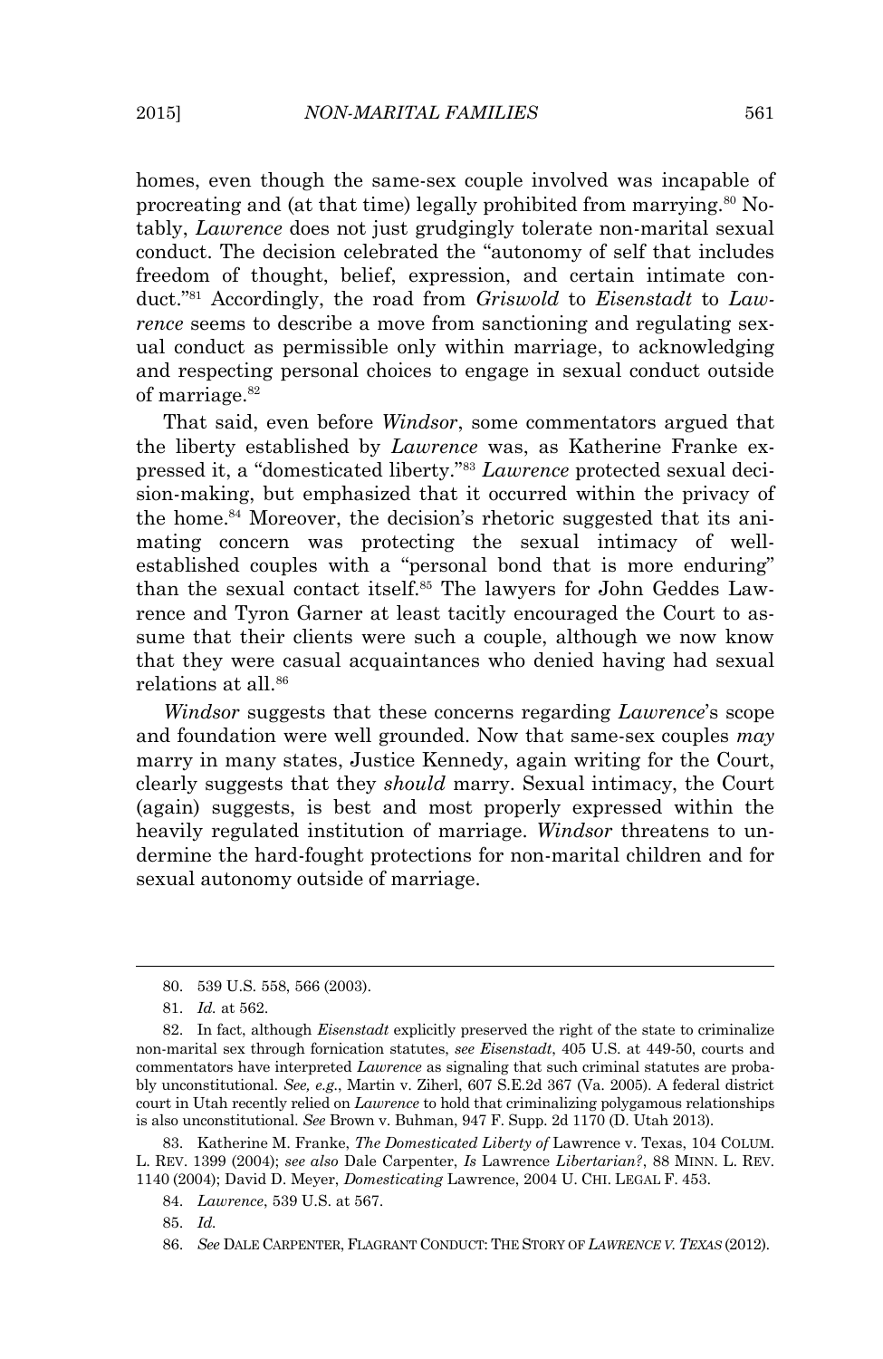homes, even though the same-sex couple involved was incapable of procreating and (at that time) legally prohibited from marrying.[80] Notably, *Lawrence* does not just grudgingly tolerate non-marital sexual conduct. The decision celebrated the "autonomy of self that includes freedom of thought, belief, expression, and certain intimate conduct."[81] Accordingly, the road from *Griswold* to *Eisenstadt* to *Lawrence* seems to describe a move from sanctioning and regulating sexual conduct as permissible only within marriage, to acknowledging and respecting personal choices to engage in sexual conduct outside of marriage.[82]

That said, even before *Windsor*, some commentators argued that the liberty established by *Lawrence* was, as Katherine Franke expressed it, a "domesticated liberty."[83] *Lawrence* protected sexual decision-making, but emphasized that it occurred within the privacy of the home.[84] Moreover, the decision's rhetoric suggested that its animating concern was protecting the sexual intimacy of well-established couples with a "personal bond that is more enduring" than the sexual contact itself.[85] The lawyers for John Geddes Lawrence and Tyron Garner at least tacitly encouraged the Court to assume that their clients were such a couple, although we now know that they were casual acquaintances who denied having had sexual relations at all.[86]

*Windsor* suggests that these concerns regarding *Lawrence*'s scope and foundation were well grounded. Now that same-sex couples *may* marry in many states, Justice Kennedy, again writing for the Court, clearly suggests that they *should* marry. Sexual intimacy, the Court (again) suggests, is best and most properly expressed within the heavily regulated institution of marriage. *Windsor* threatens to undermine the hard-fought protections for non-marital children and for sexual autonomy outside of marriage.

---

80. 539 U.S. 558, 566 (2003).

81. *Id.* at 562.

82. In fact, although *Eisenstadt* explicitly preserved the right of the state to criminalize non-marital sex through fornication statutes, *see Eisenstadt*, 405 U.S. at 449-50, courts and commentators have interpreted *Lawrence* as signaling that such criminal statutes are probably unconstitutional. *See, e.g.*, Martin v. Ziherl, 607 S.E.2d 367 (Va. 2005). A federal district court in Utah recently relied on *Lawrence* to hold that criminalizing polygamous relationships is also unconstitutional. *See* Brown v. Buhman, 947 F. Supp. 2d 1170 (D. Utah 2013).

83. Katherine M. Franke, *The Domesticated Liberty of* Lawrence v. Texas, 104 COLUM. L. REV. 1399 (2004); *see also* Dale Carpenter, *Is* Lawrence *Libertarian?*, 88 MINN. L. REV. 1140 (2004); David D. Meyer, *Domesticating* Lawrence, 2004 U. CHI. LEGAL F. 453.

84. *Lawrence*, 539 U.S. at 567.

85. *Id.*

86. *See* DALE CARPENTER, FLAGRANT CONDUCT: THE STORY OF *LAWRENCE V. TEXAS* (2012).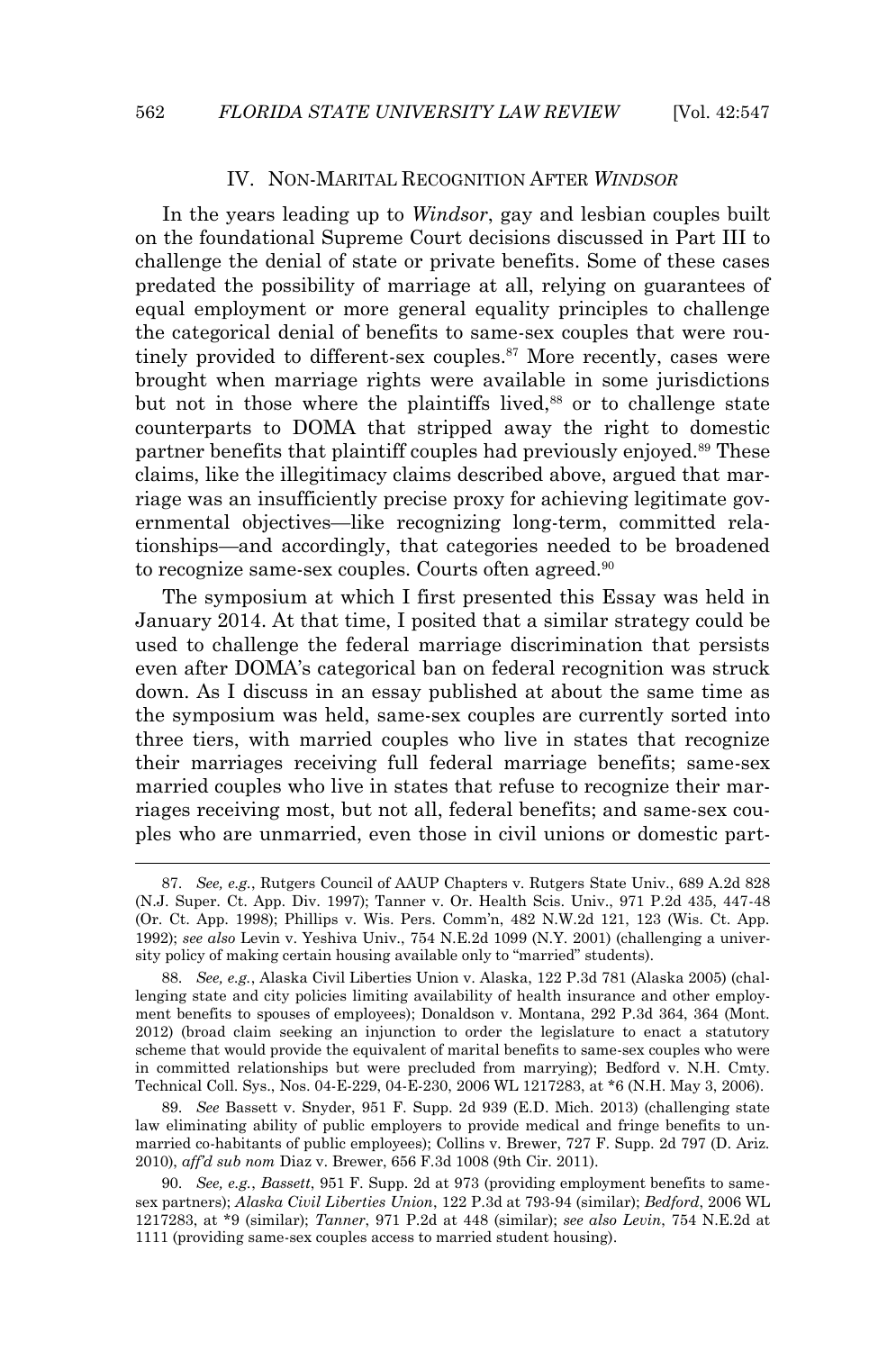## IV. NON-MARITAL RECOGNITION AFTER *WINDSOR*

In the years leading up to *Windsor*, gay and lesbian couples built on the foundational Supreme Court decisions discussed in Part III to challenge the denial of state or private benefits. Some of these cases predated the possibility of marriage at all, relying on guarantees of equal employment or more general equality principles to challenge the categorical denial of benefits to same-sex couples that were routinely provided to different-sex couples.[87] More recently, cases were brought when marriage rights were available in some jurisdictions but not in those where the plaintiffs lived,[88] or to challenge state counterparts to DOMA that stripped away the right to domestic partner benefits that plaintiff couples had previously enjoyed.[89] These claims, like the illegitimacy claims described above, argued that marriage was an insufficiently precise proxy for achieving legitimate governmental objectives—like recognizing long-term, committed relationships—and accordingly, that categories needed to be broadened to recognize same-sex couples. Courts often agreed.[90]

The symposium at which I first presented this Essay was held in January 2014. At that time, I posited that a similar strategy could be used to challenge the federal marriage discrimination that persists even after DOMA's categorical ban on federal recognition was struck down. As I discuss in an essay published at about the same time as the symposium was held, same-sex couples are currently sorted into three tiers, with married couples who live in states that recognize their marriages receiving full federal marriage benefits; same-sex married couples who live in states that refuse to recognize their marriages receiving most, but not all, federal benefits; and same-sex couples who are unmarried, even those in civil unions or domestic part-

---

87. *See, e.g.*, Rutgers Council of AAUP Chapters v. Rutgers State Univ., 689 A.2d 828 (N.J. Super. Ct. App. Div. 1997); Tanner v. Or. Health Scis. Univ., 971 P.2d 435, 447-48 (Or. Ct. App. 1998); Phillips v. Wis. Pers. Comm'n, 482 N.W.2d 121, 123 (Wis. Ct. App. 1992); *see also* Levin v. Yeshiva Univ., 754 N.E.2d 1099 (N.Y. 2001) (challenging a university policy of making certain housing available only to "married" students).

88. *See, e.g.*, Alaska Civil Liberties Union v. Alaska, 122 P.3d 781 (Alaska 2005) (challenging state and city policies limiting availability of health insurance and other employment benefits to spouses of employees); Donaldson v. Montana, 292 P.3d 364, 364 (Mont. 2012) (broad claim seeking an injunction to order the legislature to enact a statutory scheme that would provide the equivalent of marital benefits to same-sex couples who were in committed relationships but were precluded from marrying); Bedford v. N.H. Cmty. Technical Coll. Sys., Nos. 04-E-229, 04-E-230, 2006 WL 1217283, at *6 (N.H. May 3, 2006).

89. *See* Bassett v. Snyder, 951 F. Supp. 2d 939 (E.D. Mich. 2013) (challenging state law eliminating ability of public employers to provide medical and fringe benefits to unmarried co-habitants of public employees); Collins v. Brewer, 727 F. Supp. 2d 797 (D. Ariz. 2010), *aff'd sub nom* Diaz v. Brewer, 656 F.3d 1008 (9th Cir. 2011).

90. *See, e.g.*, *Bassett*, 951 F. Supp. 2d at 973 (providing employment benefits to same-sex partners); *Alaska Civil Liberties Union*, 122 P.3d at 793-94 (similar); *Bedford*, 2006 WL 1217283, at *9 (similar); *Tanner*, 971 P.2d at 448 (similar); *see also Levin*, 754 N.E.2d at 1111 (providing same-sex couples access to married student housing).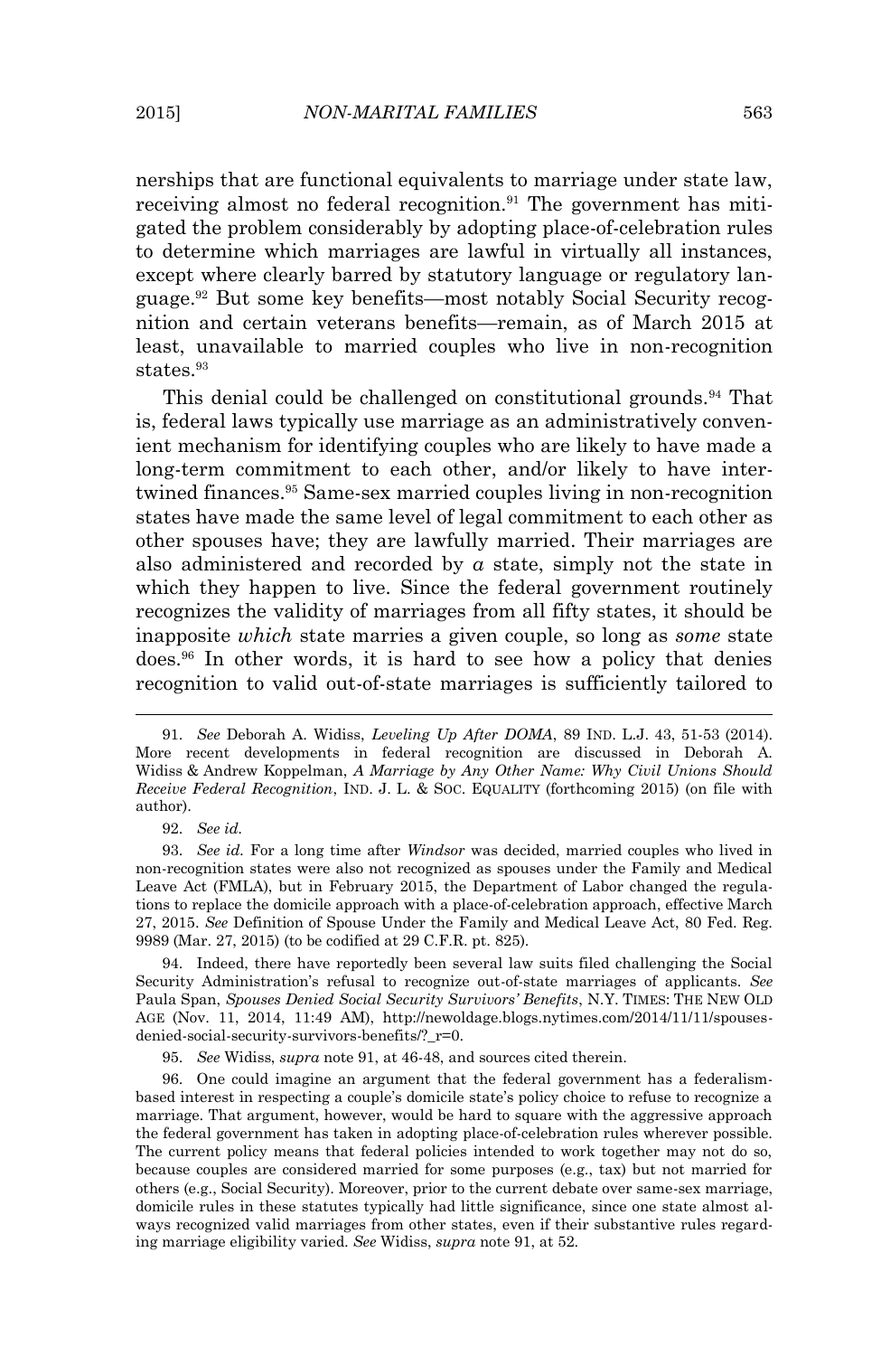nerships that are functional equivalents to marriage under state law, receiving almost no federal recognition.[91] The government has mitigated the problem considerably by adopting place-of-celebration rules to determine which marriages are lawful in virtually all instances, except where clearly barred by statutory language or regulatory language.[92] But some key benefits—most notably Social Security recognition and certain veterans benefits—remain, as of March 2015 at least, unavailable to married couples who live in non-recognition states.[93]

This denial could be challenged on constitutional grounds.[94] That is, federal laws typically use marriage as an administratively convenient mechanism for identifying couples who are likely to have made a long-term commitment to each other, and/or likely to have intertwined finances.[95] Same-sex married couples living in non-recognition states have made the same level of legal commitment to each other as other spouses have; they are lawfully married. Their marriages are also administered and recorded by *a* state, simply not the state in which they happen to live. Since the federal government routinely recognizes the validity of marriages from all fifty states, it should be inapposite *which* state marries a given couple, so long as *some* state does.[96] In other words, it is hard to see how a policy that denies recognition to valid out-of-state marriages is sufficiently tailored to

---

91. *See* Deborah A. Widiss, *Leveling Up After DOMA*, 89 IND. L.J. 43, 51-53 (2014). More recent developments in federal recognition are discussed in Deborah A. Widiss & Andrew Koppelman, *A Marriage by Any Other Name: Why Civil Unions Should Receive Federal Recognition*, IND. J. L. & SOC. EQUALITY (forthcoming 2015) (on file with author).

92. *See id.*

93. *See id.* For a long time after *Windsor* was decided, married couples who lived in non-recognition states were also not recognized as spouses under the Family and Medical Leave Act (FMLA), but in February 2015, the Department of Labor changed the regulations to replace the domicile approach with a place-of-celebration approach, effective March 27, 2015. *See* Definition of Spouse Under the Family and Medical Leave Act, 80 Fed. Reg. 9989 (Mar. 27, 2015) (to be codified at 29 C.F.R. pt. 825).

94. Indeed, there have reportedly been several law suits filed challenging the Social Security Administration's refusal to recognize out-of-state marriages of applicants. *See* Paula Span, *Spouses Denied Social Security Survivors' Benefits*, N.Y. TIMES: THE NEW OLD AGE (Nov. 11, 2014, 11:49 AM), http://newoldage.blogs.nytimes.com/2014/11/11/spouses-denied-social-security-survivors-benefits/?_r=0.

95. *See* Widiss, *supra* note 91, at 46-48, and sources cited therein.

96. One could imagine an argument that the federal government has a federalism-based interest in respecting a couple's domicile state's policy choice to refuse to recognize a marriage. That argument, however, would be hard to square with the aggressive approach the federal government has taken in adopting place-of-celebration rules wherever possible. The current policy means that federal policies intended to work together may not do so, because couples are considered married for some purposes (e.g., tax) but not married for others (e.g., Social Security). Moreover, prior to the current debate over same-sex marriage, domicile rules in these statutes typically had little significance, since one state almost always recognized valid marriages from other states, even if their substantive rules regarding marriage eligibility varied. *See* Widiss, *supra* note 91, at 52.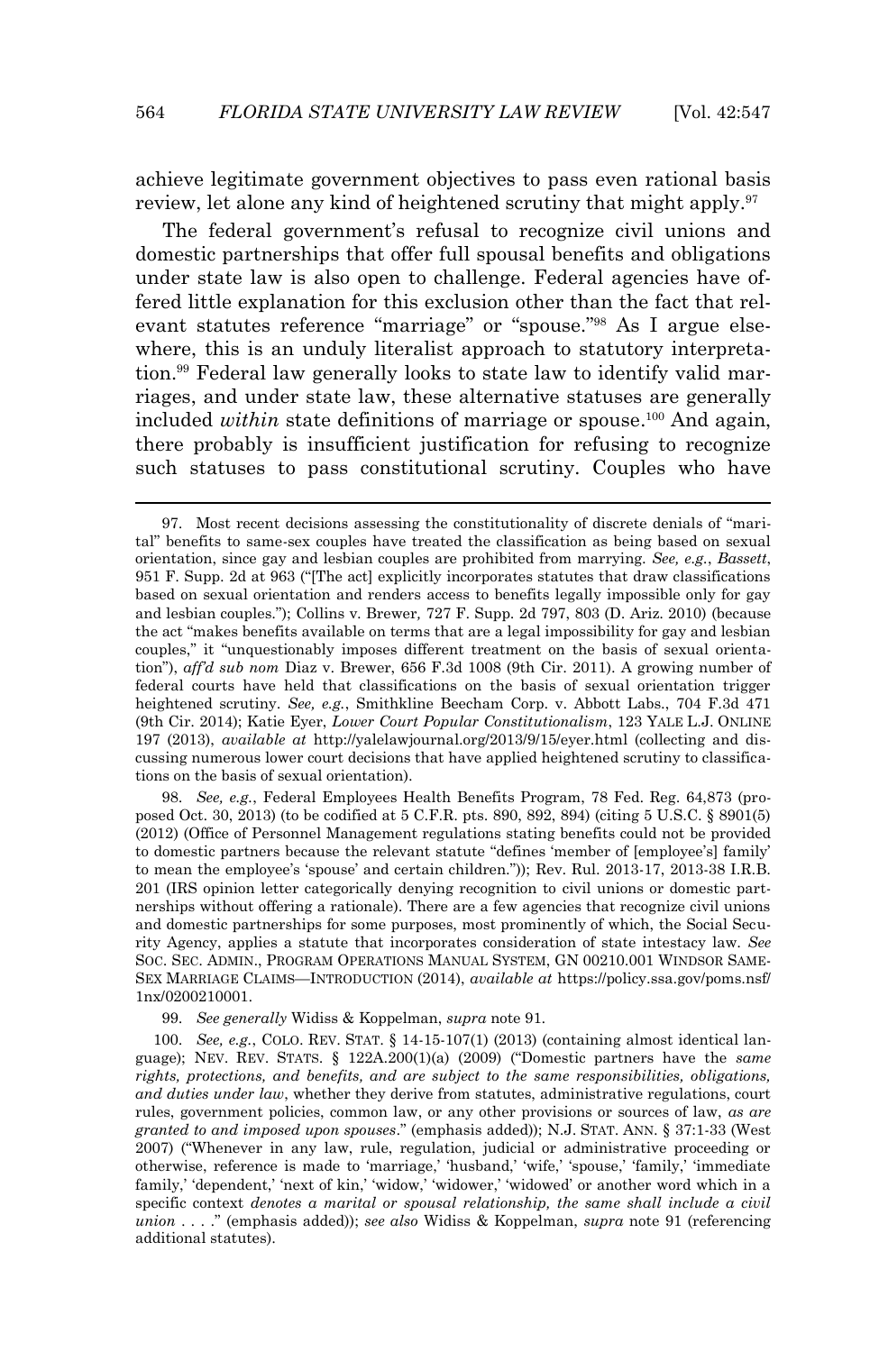achieve legitimate government objectives to pass even rational basis review, let alone any kind of heightened scrutiny that might apply.[97]

The federal government's refusal to recognize civil unions and domestic partnerships that offer full spousal benefits and obligations under state law is also open to challenge. Federal agencies have offered little explanation for this exclusion other than the fact that relevant statutes reference "marriage" or "spouse."[98] As I argue elsewhere, this is an unduly literalist approach to statutory interpretation.[99] Federal law generally looks to state law to identify valid marriages, and under state law, these alternative statuses are generally included *within* state definitions of marriage or spouse.[100] And again, there probably is insufficient justification for refusing to recognize such statuses to pass constitutional scrutiny. Couples who have

---

97. Most recent decisions assessing the constitutionality of discrete denials of "marital" benefits to same-sex couples have treated the classification as being based on sexual orientation, since gay and lesbian couples are prohibited from marrying. *See, e.g.*, *Bassett*, 951 F. Supp. 2d at 963 ("[The act] explicitly incorporates statutes that draw classifications based on sexual orientation and renders access to benefits legally impossible only for gay and lesbian couples."); Collins v. Brewer, 727 F. Supp. 2d 797, 803 (D. Ariz. 2010) (because the act "makes benefits available on terms that are a legal impossibility for gay and lesbian couples," it "unquestionably imposes different treatment on the basis of sexual orientation"), *aff'd sub nom* Diaz v. Brewer, 656 F.3d 1008 (9th Cir. 2011). A growing number of federal courts have held that classifications on the basis of sexual orientation trigger heightened scrutiny. *See, e.g.*, Smithkline Beecham Corp. v. Abbott Labs., 704 F.3d 471 (9th Cir. 2014); Katie Eyer, *Lower Court Popular Constitutionalism*, 123 YALE L.J. ONLINE 197 (2013), *available at* http://yalelawjournal.org/2013/9/15/eyer.html (collecting and discussing numerous lower court decisions that have applied heightened scrutiny to classifications on the basis of sexual orientation).

98. *See, e.g.*, Federal Employees Health Benefits Program, 78 Fed. Reg. 64,873 (proposed Oct. 30, 2013) (to be codified at 5 C.F.R. pts. 890, 892, 894) (citing 5 U.S.C. § 8901(5) (2012) (Office of Personnel Management regulations stating benefits could not be provided to domestic partners because the relevant statute "defines 'member of [employee's] family' to mean the employee's 'spouse' and certain children.")); Rev. Rul. 2013-17, 2013-38 I.R.B. 201 (IRS opinion letter categorically denying recognition to civil unions or domestic partnerships without offering a rationale). There are a few agencies that recognize civil unions and domestic partnerships for some purposes, most prominently of which, the Social Security Agency, applies a statute that incorporates consideration of state intestacy law. *See* SOC. SEC. ADMIN., PROGRAM OPERATIONS MANUAL SYSTEM, GN 00210.001 WINDSOR SAME-SEX MARRIAGE CLAIMS—INTRODUCTION (2014), *available at* https://policy.ssa.gov/poms.nsf/1nx/0200210001.

99. *See generally* Widiss & Koppelman, *supra* note 91.

100. *See, e.g.*, COLO. REV. STAT. § 14-15-107(1) (2013) (containing almost identical language); NEV. REV. STATS. § 122A.200(1)(a) (2009) ("Domestic partners have the *same rights, protections, and benefits, and are subject to the same responsibilities, obligations, and duties under law*, whether they derive from statutes, administrative regulations, court rules, government policies, common law, or any other provisions or sources of law, *as are granted to and imposed upon spouses*." (emphasis added)); N.J. STAT. ANN. § 37:1-33 (West 2007) ("Whenever in any law, rule, regulation, judicial or administrative proceeding or otherwise, reference is made to 'marriage,' 'husband,' 'wife,' 'spouse,' 'family,' 'immediate family,' 'dependent,' 'next of kin,' 'widow,' 'widower,' 'widowed' or another word which in a specific context *denotes a marital or spousal relationship, the same shall include a civil union* . . . ." (emphasis added)); *see also* Widiss & Koppelman, *supra* note 91 (referencing additional statutes).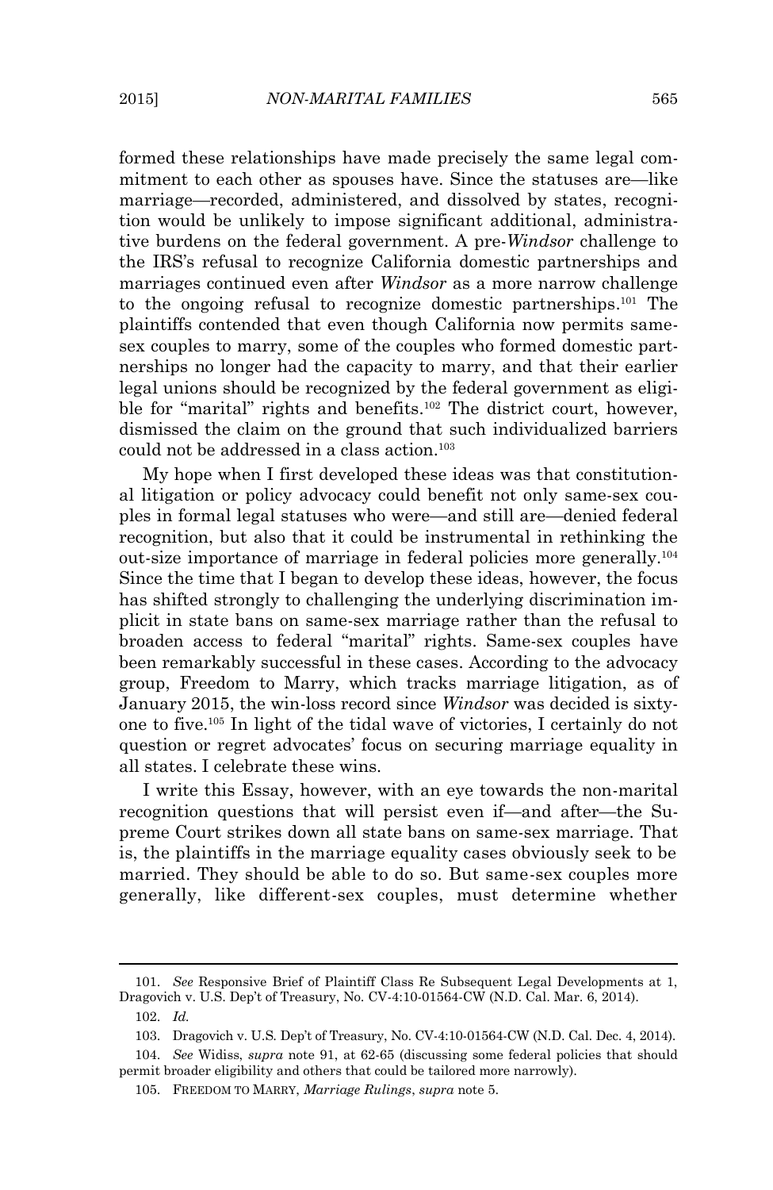formed these relationships have made precisely the same legal commitment to each other as spouses have. Since the statuses are—like marriage—recorded, administered, and dissolved by states, recognition would be unlikely to impose significant additional, administrative burdens on the federal government. A pre-*Windsor* challenge to the IRS's refusal to recognize California domestic partnerships and marriages continued even after *Windsor* as a more narrow challenge to the ongoing refusal to recognize domestic partnerships.[101] The plaintiffs contended that even though California now permits same-sex couples to marry, some of the couples who formed domestic partnerships no longer had the capacity to marry, and that their earlier legal unions should be recognized by the federal government as eligible for "marital" rights and benefits.[102] The district court, however, dismissed the claim on the ground that such individualized barriers could not be addressed in a class action.[103]

My hope when I first developed these ideas was that constitutional litigation or policy advocacy could benefit not only same-sex couples in formal legal statuses who were—and still are—denied federal recognition, but also that it could be instrumental in rethinking the out-size importance of marriage in federal policies more generally.[104] Since the time that I began to develop these ideas, however, the focus has shifted strongly to challenging the underlying discrimination implicit in state bans on same-sex marriage rather than the refusal to broaden access to federal "marital" rights. Same-sex couples have been remarkably successful in these cases. According to the advocacy group, Freedom to Marry, which tracks marriage litigation, as of January 2015, the win-loss record since *Windsor* was decided is sixty-one to five.[105] In light of the tidal wave of victories, I certainly do not question or regret advocates' focus on securing marriage equality in all states. I celebrate these wins.

I write this Essay, however, with an eye towards the non-marital recognition questions that will persist even if—and after—the Supreme Court strikes down all state bans on same-sex marriage. That is, the plaintiffs in the marriage equality cases obviously seek to be married. They should be able to do so. But same-sex couples more generally, like different-sex couples, must determine whether

---

101. *See* Responsive Brief of Plaintiff Class Re Subsequent Legal Developments at 1, Dragovich v. U.S. Dep't of Treasury, No. CV-4:10-01564-CW (N.D. Cal. Mar. 6, 2014).

102. *Id.*

103. Dragovich v. U.S. Dep't of Treasury, No. CV-4:10-01564-CW (N.D. Cal. Dec. 4, 2014).

104. *See* Widiss, *supra* note 91, at 62-65 (discussing some federal policies that should permit broader eligibility and others that could be tailored more narrowly).

105. FREEDOM TO MARRY, *Marriage Rulings*, *supra* note 5.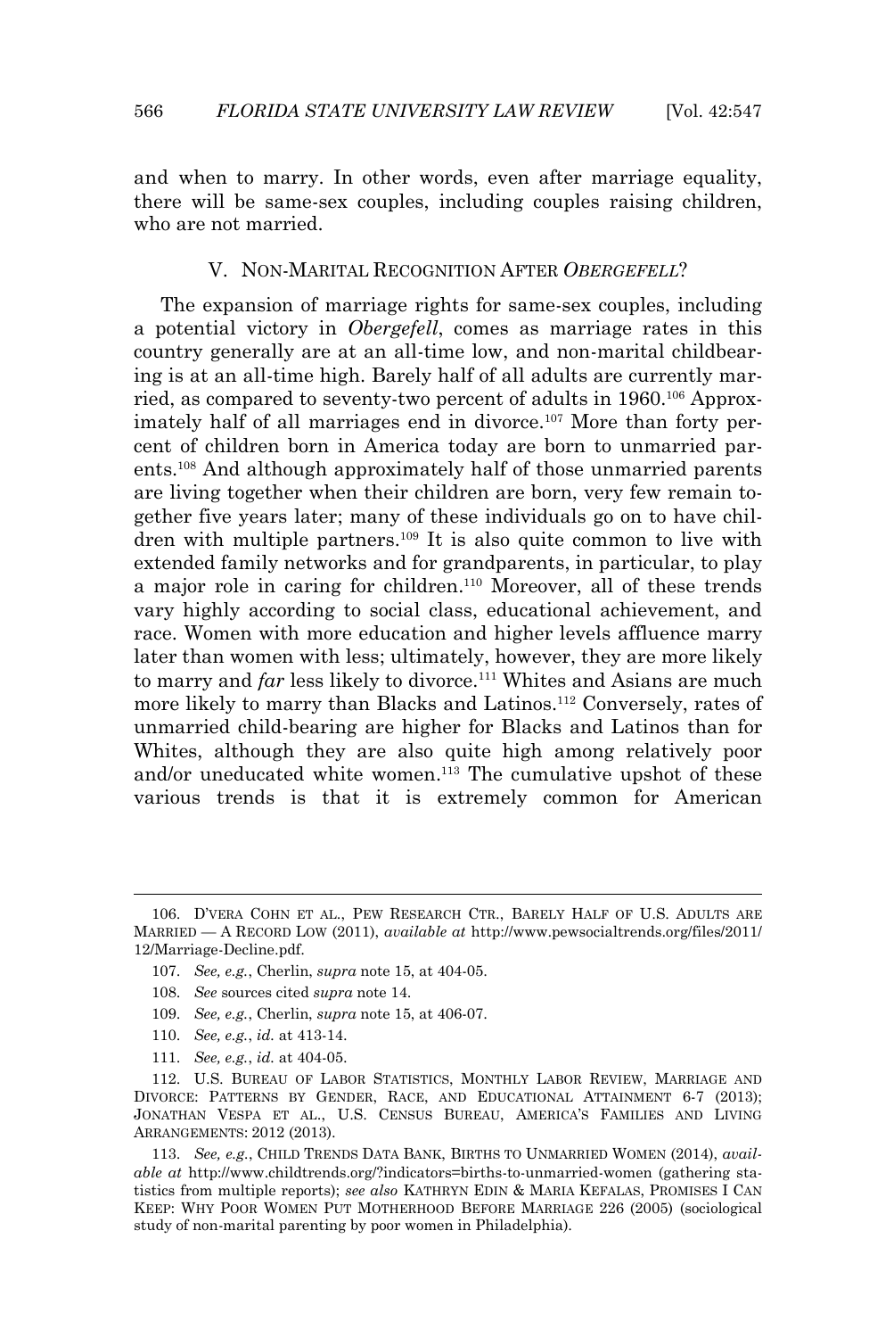and when to marry. In other words, even after marriage equality, there will be same-sex couples, including couples raising children, who are not married.

## V. NON-MARITAL RECOGNITION AFTER *OBERGEFELL*?

The expansion of marriage rights for same-sex couples, including a potential victory in *Obergefell*, comes as marriage rates in this country generally are at an all-time low, and non-marital childbearing is at an all-time high. Barely half of all adults are currently married, as compared to seventy-two percent of adults in 1960.[106] Approximately half of all marriages end in divorce.[107] More than forty percent of children born in America today are born to unmarried parents.[108] And although approximately half of those unmarried parents are living together when their children are born, very few remain together five years later; many of these individuals go on to have children with multiple partners.[109] It is also quite common to live with extended family networks and for grandparents, in particular, to play a major role in caring for children.[110] Moreover, all of these trends vary highly according to social class, educational achievement, and race. Women with more education and higher levels affluence marry later than women with less; ultimately, however, they are more likely to marry and *far* less likely to divorce.[111] Whites and Asians are much more likely to marry than Blacks and Latinos.[112] Conversely, rates of unmarried child-bearing are higher for Blacks and Latinos than for Whites, although they are also quite high among relatively poor and/or uneducated white women.[113] The cumulative upshot of these various trends is that it is extremely common for American

---

106. D'VERA COHN ET AL., PEW RESEARCH CTR., BARELY HALF OF U.S. ADULTS ARE MARRIED — A RECORD LOW (2011), *available at* http://www.pewsocialtrends.org/files/2011/12/Marriage-Decline.pdf.

107. *See, e.g.*, Cherlin, *supra* note 15, at 404-05.

108. *See* sources cited *supra* note 14.

109. *See, e.g.*, Cherlin, *supra* note 15, at 406-07.

110. *See, e.g.*, *id.* at 413-14.

111. *See, e.g.*, *id.* at 404-05.

112. U.S. BUREAU OF LABOR STATISTICS, MONTHLY LABOR REVIEW, MARRIAGE AND DIVORCE: PATTERNS BY GENDER, RACE, AND EDUCATIONAL ATTAINMENT 6-7 (2013); JONATHAN VESPA ET AL., U.S. CENSUS BUREAU, AMERICA'S FAMILIES AND LIVING ARRANGEMENTS: 2012 (2013).

113. *See, e.g.*, CHILD TRENDS DATA BANK, BIRTHS TO UNMARRIED WOMEN (2014), *available at* http://www.childtrends.org/?indicators=births-to-unmarried-women (gathering statistics from multiple reports); *see also* KATHRYN EDIN & MARIA KEFALAS, PROMISES I CAN KEEP: WHY POOR WOMEN PUT MOTHERHOOD BEFORE MARRIAGE 226 (2005) (sociological study of non-marital parenting by poor women in Philadelphia).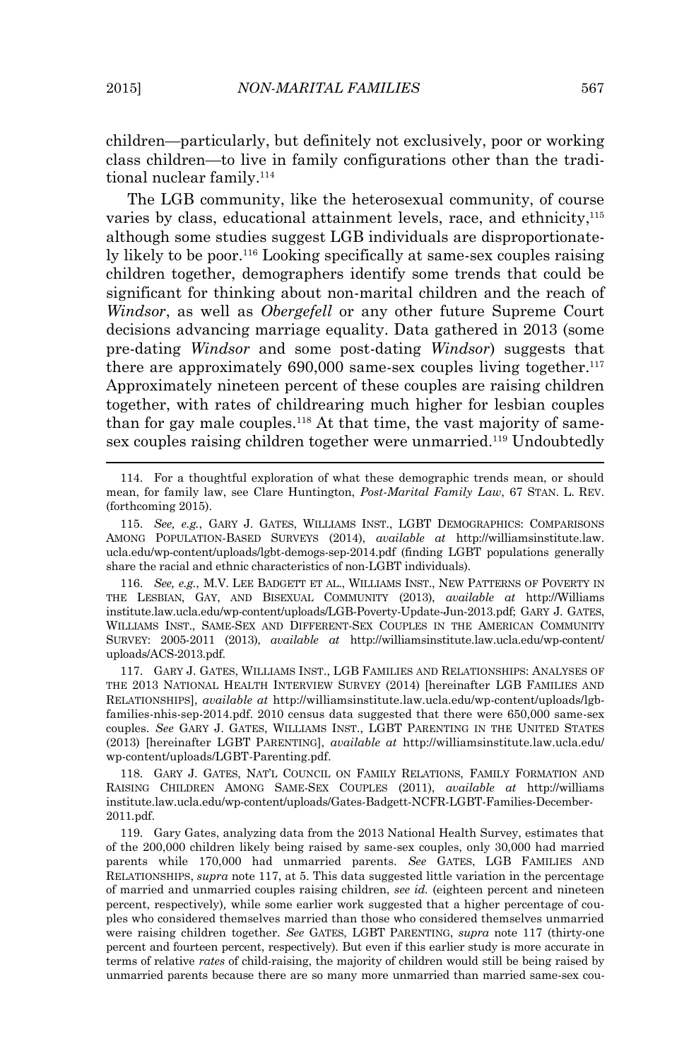children—particularly, but definitely not exclusively, poor or working class children—to live in family configurations other than the traditional nuclear family.[114]

The LGB community, like the heterosexual community, of course varies by class, educational attainment levels, race, and ethnicity,[115] although some studies suggest LGB individuals are disproportionately likely to be poor.[116] Looking specifically at same-sex couples raising children together, demographers identify some trends that could be significant for thinking about non-marital children and the reach of *Windsor*, as well as *Obergefell* or any other future Supreme Court decisions advancing marriage equality. Data gathered in 2013 (some pre-dating *Windsor* and some post-dating *Windsor*) suggests that there are approximately 690,000 same-sex couples living together.[117] Approximately nineteen percent of these couples are raising children together, with rates of childrearing much higher for lesbian couples than for gay male couples.[118] At that time, the vast majority of same-sex couples raising children together were unmarried.[119] Undoubtedly

---

114. For a thoughtful exploration of what these demographic trends mean, or should mean, for family law, see Clare Huntington, *Post-Marital Family Law*, 67 STAN. L. REV. (forthcoming 2015).

115. *See, e.g.*, GARY J. GATES, WILLIAMS INST., LGBT DEMOGRAPHICS: COMPARISONS AMONG POPULATION-BASED SURVEYS (2014), *available at* http://williamsinstitute.law.ucla.edu/wp-content/uploads/lgbt-demogs-sep-2014.pdf (finding LGBT populations generally share the racial and ethnic characteristics of non-LGBT individuals).

116. *See, e.g.*, M.V. LEE BADGETT ET AL., WILLIAMS INST., NEW PATTERNS OF POVERTY IN THE LESBIAN, GAY, AND BISEXUAL COMMUNITY (2013), *available at* http://Williamsinstitute.law.ucla.edu/wp-content/uploads/LGB-Poverty-Update-Jun-2013.pdf; GARY J. GATES, WILLIAMS INST., SAME-SEX AND DIFFERENT-SEX COUPLES IN THE AMERICAN COMMUNITY SURVEY: 2005-2011 (2013), *available at* http://williamsinstitute.law.ucla.edu/wp-content/uploads/ACS-2013.pdf.

117. GARY J. GATES, WILLIAMS INST., LGB FAMILIES AND RELATIONSHIPS: ANALYSES OF THE 2013 NATIONAL HEALTH INTERVIEW SURVEY (2014) [hereinafter LGB FAMILIES AND RELATIONSHIPS], *available at* http://williamsinstitute.law.ucla.edu/wp-content/uploads/lgb-families-nhis-sep-2014.pdf. 2010 census data suggested that there were 650,000 same-sex couples. *See* GARY J. GATES, WILLIAMS INST., LGBT PARENTING IN THE UNITED STATES (2013) [hereinafter LGBT PARENTING], *available at* http://williamsinstitute.law.ucla.edu/wp-content/uploads/LGBT-Parenting.pdf.

118. GARY J. GATES, NAT'L COUNCIL ON FAMILY RELATIONS, FAMILY FORMATION AND RAISING CHILDREN AMONG SAME-SEX COUPLES (2011), *available at* http://williamsinstitute.law.ucla.edu/wp-content/uploads/Gates-Badgett-NCFR-LGBT-Families-December-2011.pdf.

119. Gary Gates, analyzing data from the 2013 National Health Survey, estimates that of the 200,000 children likely being raised by same-sex couples, only 30,000 had married parents while 170,000 had unmarried parents. *See* GATES, LGB FAMILIES AND RELATIONSHIPS, *supra* note 117, at 5. This data suggested little variation in the percentage of married and unmarried couples raising children, *see id.* (eighteen percent and nineteen percent, respectively), while some earlier work suggested that a higher percentage of couples who considered themselves married than those who considered themselves unmarried were raising children together. *See* GATES, LGBT PARENTING, *supra* note 117 (thirty-one percent and fourteen percent, respectively). But even if this earlier study is more accurate in terms of relative *rates* of child-raising, the majority of children would still be being raised by unmarried parents because there are so many more unmarried than married same-sex cou-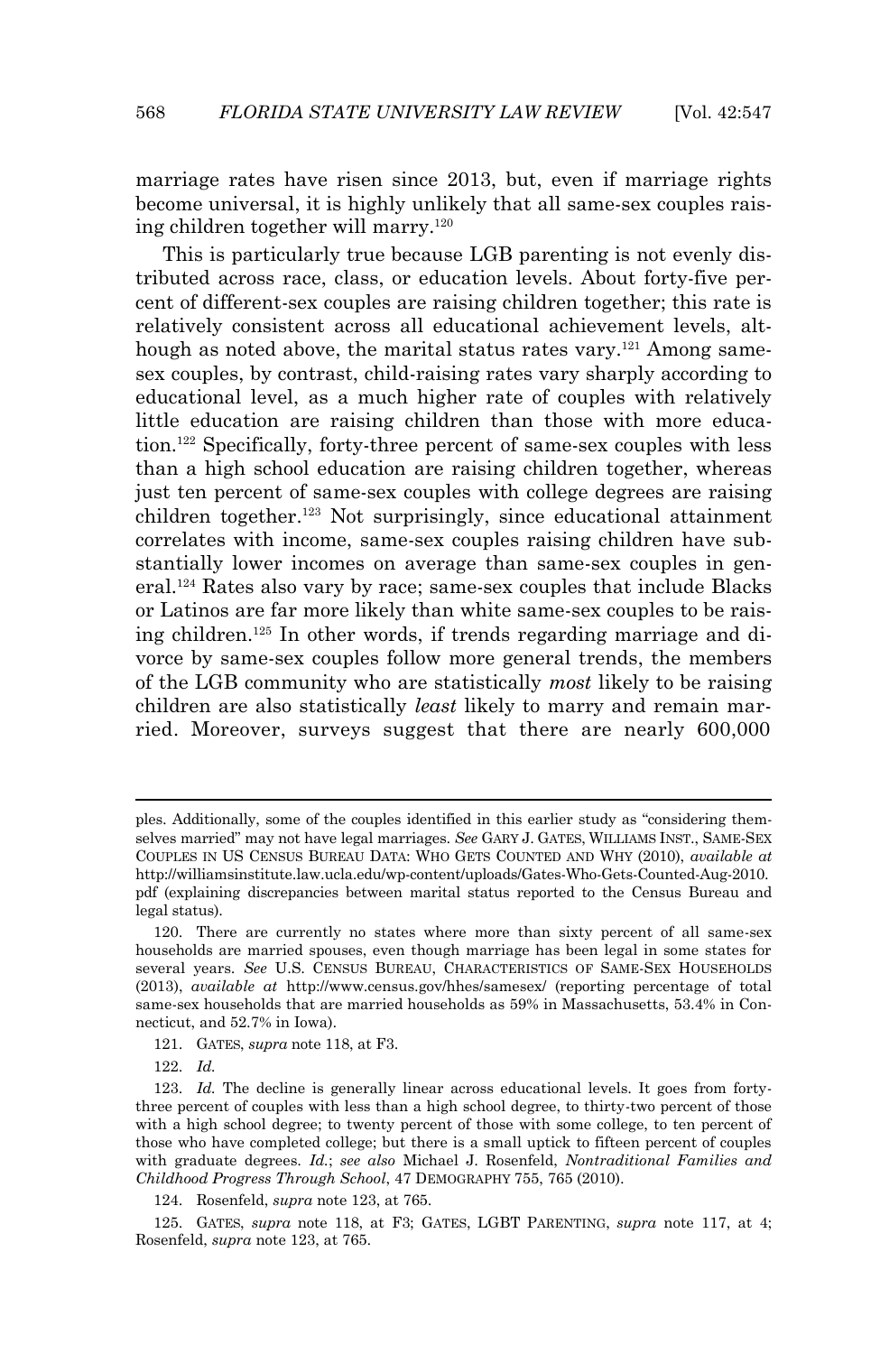marriage rates have risen since 2013, but, even if marriage rights become universal, it is highly unlikely that all same-sex couples raising children together will marry.[120]

This is particularly true because LGB parenting is not evenly distributed across race, class, or education levels. About forty-five percent of different-sex couples are raising children together; this rate is relatively consistent across all educational achievement levels, although as noted above, the marital status rates vary.[121] Among same-sex couples, by contrast, child-raising rates vary sharply according to educational level, as a much higher rate of couples with relatively little education are raising children than those with more education.[122] Specifically, forty-three percent of same-sex couples with less than a high school education are raising children together, whereas just ten percent of same-sex couples with college degrees are raising children together.[123] Not surprisingly, since educational attainment correlates with income, same-sex couples raising children have substantially lower incomes on average than same-sex couples in general.[124] Rates also vary by race; same-sex couples that include Blacks or Latinos are far more likely than white same-sex couples to be raising children.[125] In other words, if trends regarding marriage and divorce by same-sex couples follow more general trends, the members of the LGB community who are statistically *most* likely to be raising children are also statistically *least* likely to marry and remain married. Moreover, surveys suggest that there are nearly 600,000

---

ples. Additionally, some of the couples identified in this earlier study as "considering themselves married" may not have legal marriages. *See* GARY J. GATES, WILLIAMS INST., SAME-SEX COUPLES IN US CENSUS BUREAU DATA: WHO GETS COUNTED AND WHY (2010), *available at* http://williamsinstitute.law.ucla.edu/wp-content/uploads/Gates-Who-Gets-Counted-Aug-2010.pdf (explaining discrepancies between marital status reported to the Census Bureau and legal status).

120. There are currently no states where more than sixty percent of all same-sex households are married spouses, even though marriage has been legal in some states for several years. *See* U.S. CENSUS BUREAU, CHARACTERISTICS OF SAME-SEX HOUSEHOLDS (2013), *available at* http://www.census.gov/hhes/samesex/ (reporting percentage of total same-sex households that are married households as 59% in Massachusetts, 53.4% in Connecticut, and 52.7% in Iowa).

121. GATES, *supra* note 118, at F3.

122. *Id.*

123. *Id.* The decline is generally linear across educational levels. It goes from forty-three percent of couples with less than a high school degree, to thirty-two percent of those with a high school degree; to twenty percent of those with some college, to ten percent of those who have completed college; but there is a small uptick to fifteen percent of couples with graduate degrees. *Id.*; *see also* Michael J. Rosenfeld, *Nontraditional Families and Childhood Progress Through School*, 47 DEMOGRAPHY 755, 765 (2010).

124. Rosenfeld, *supra* note 123, at 765.

125. GATES, *supra* note 118, at F3; GATES, LGBT PARENTING, *supra* note 117, at 4; Rosenfeld, *supra* note 123, at 765.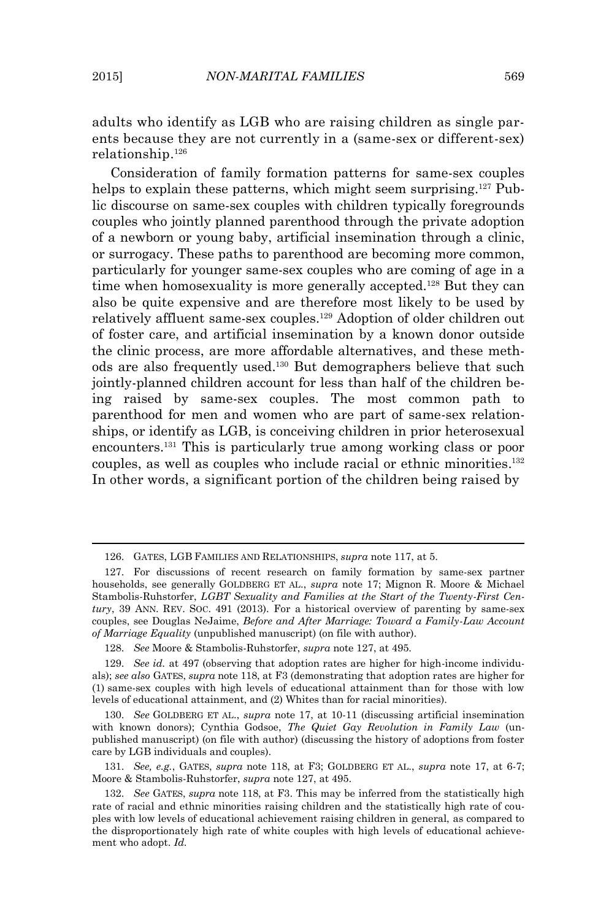adults who identify as LGB who are raising children as single parents because they are not currently in a (same-sex or different-sex) relationship.[126]

Consideration of family formation patterns for same-sex couples helps to explain these patterns, which might seem surprising.[127] Public discourse on same-sex couples with children typically foregrounds couples who jointly planned parenthood through the private adoption of a newborn or young baby, artificial insemination through a clinic, or surrogacy. These paths to parenthood are becoming more common, particularly for younger same-sex couples who are coming of age in a time when homosexuality is more generally accepted.[128] But they can also be quite expensive and are therefore most likely to be used by relatively affluent same-sex couples.[129] Adoption of older children out of foster care, and artificial insemination by a known donor outside the clinic process, are more affordable alternatives, and these methods are also frequently used.[130] But demographers believe that such jointly-planned children account for less than half of the children being raised by same-sex couples. The most common path to parenthood for men and women who are part of same-sex relationships, or identify as LGB, is conceiving children in prior heterosexual encounters.[131] This is particularly true among working class or poor couples, as well as couples who include racial or ethnic minorities.[132] In other words, a significant portion of the children being raised by

---

126. GATES, LGB FAMILIES AND RELATIONSHIPS, *supra* note 117, at 5.

127. For discussions of recent research on family formation by same-sex partner households, see generally GOLDBERG ET AL., *supra* note 17; Mignon R. Moore & Michael Stambolis-Ruhstorfer, *LGBT Sexuality and Families at the Start of the Twenty-First Century*, 39 ANN. REV. SOC. 491 (2013). For a historical overview of parenting by same-sex couples, see Douglas NeJaime, *Before and After Marriage: Toward a Family-Law Account of Marriage Equality* (unpublished manuscript) (on file with author).

128. *See* Moore & Stambolis-Ruhstorfer, *supra* note 127, at 495.

129. *See id.* at 497 (observing that adoption rates are higher for high-income individuals); *see also* GATES, *supra* note 118, at F3 (demonstrating that adoption rates are higher for (1) same-sex couples with high levels of educational attainment than for those with low levels of educational attainment, and (2) Whites than for racial minorities).

130. *See* GOLDBERG ET AL., *supra* note 17, at 10-11 (discussing artificial insemination with known donors); Cynthia Godsoe, *The Quiet Gay Revolution in Family Law* (unpublished manuscript) (on file with author) (discussing the history of adoptions from foster care by LGB individuals and couples).

131. *See, e.g.*, GATES, *supra* note 118, at F3; GOLDBERG ET AL., *supra* note 17, at 6-7; Moore & Stambolis-Ruhstorfer, *supra* note 127, at 495.

132. *See* GATES, *supra* note 118, at F3. This may be inferred from the statistically high rate of racial and ethnic minorities raising children and the statistically high rate of couples with low levels of educational achievement raising children in general, as compared to the disproportionately high rate of white couples with high levels of educational achievement who adopt. *Id.*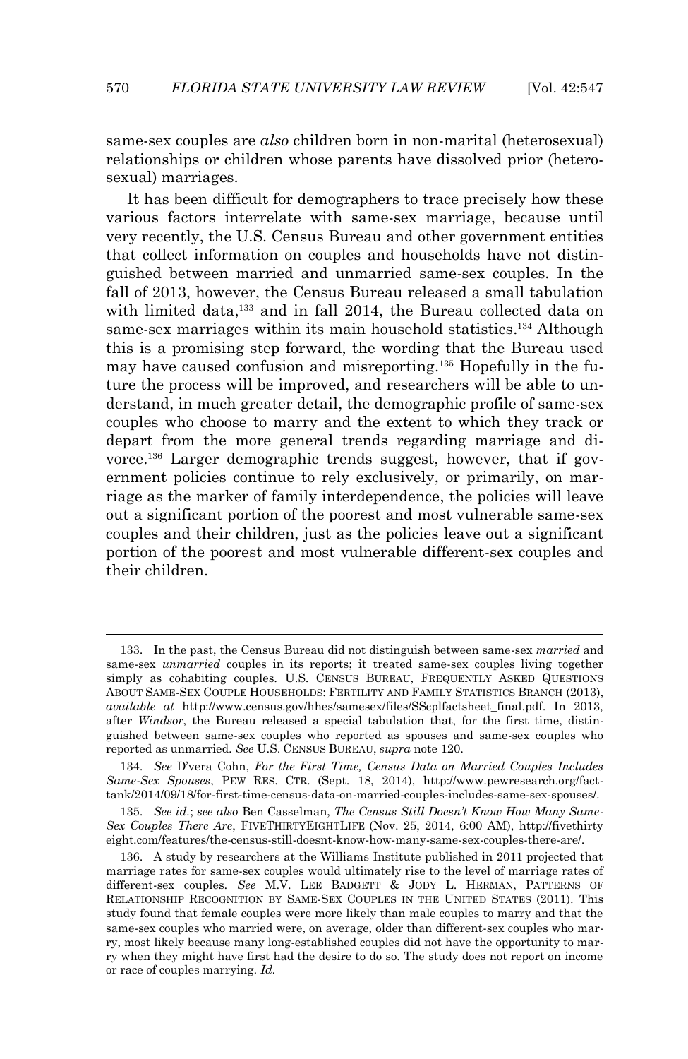same-sex couples are *also* children born in non-marital (heterosexual) relationships or children whose parents have dissolved prior (heterosexual) marriages.

It has been difficult for demographers to trace precisely how these various factors interrelate with same-sex marriage, because until very recently, the U.S. Census Bureau and other government entities that collect information on couples and households have not distinguished between married and unmarried same-sex couples. In the fall of 2013, however, the Census Bureau released a small tabulation with limited data,[133] and in fall 2014, the Bureau collected data on same-sex marriages within its main household statistics.[134] Although this is a promising step forward, the wording that the Bureau used may have caused confusion and misreporting.[135] Hopefully in the future the process will be improved, and researchers will be able to understand, in much greater detail, the demographic profile of same-sex couples who choose to marry and the extent to which they track or depart from the more general trends regarding marriage and divorce.[136] Larger demographic trends suggest, however, that if government policies continue to rely exclusively, or primarily, on marriage as the marker of family interdependence, the policies will leave out a significant portion of the poorest and most vulnerable same-sex couples and their children, just as the policies leave out a significant portion of the poorest and most vulnerable different-sex couples and their children.

---

133. In the past, the Census Bureau did not distinguish between same-sex *married* and same-sex *unmarried* couples in its reports; it treated same-sex couples living together simply as cohabiting couples. U.S. CENSUS BUREAU, FREQUENTLY ASKED QUESTIONS ABOUT SAME-SEX COUPLE HOUSEHOLDS: FERTILITY AND FAMILY STATISTICS BRANCH (2013), *available at* http://www.census.gov/hhes/samesex/files/SScplfactsheet_final.pdf. In 2013, after *Windsor*, the Bureau released a special tabulation that, for the first time, distinguished between same-sex couples who reported as spouses and same-sex couples who reported as unmarried. *See* U.S. CENSUS BUREAU, *supra* note 120.

134. *See* D'vera Cohn, *For the First Time, Census Data on Married Couples Includes Same-Sex Spouses*, PEW RES. CTR. (Sept. 18, 2014), http://www.pewresearch.org/fact-tank/2014/09/18/for-first-time-census-data-on-married-couples-includes-same-sex-spouses/.

135. *See id.*; *see also* Ben Casselman, *The Census Still Doesn't Know How Many Same-Sex Couples There Are*, FIVETHIRTYEIGHTLIFE (Nov. 25, 2014, 6:00 AM), http://fivethirtyeight.com/features/the-census-still-doesnt-know-how-many-same-sex-couples-there-are/.

136. A study by researchers at the Williams Institute published in 2011 projected that marriage rates for same-sex couples would ultimately rise to the level of marriage rates of different-sex couples. *See* M.V. LEE BADGETT & JODY L. HERMAN, PATTERNS OF RELATIONSHIP RECOGNITION BY SAME-SEX COUPLES IN THE UNITED STATES (2011). This study found that female couples were more likely than male couples to marry and that the same-sex couples who married were, on average, older than different-sex couples who marry, most likely because many long-established couples did not have the opportunity to marry when they might have first had the desire to do so. The study does not report on income or race of couples marrying. *Id.*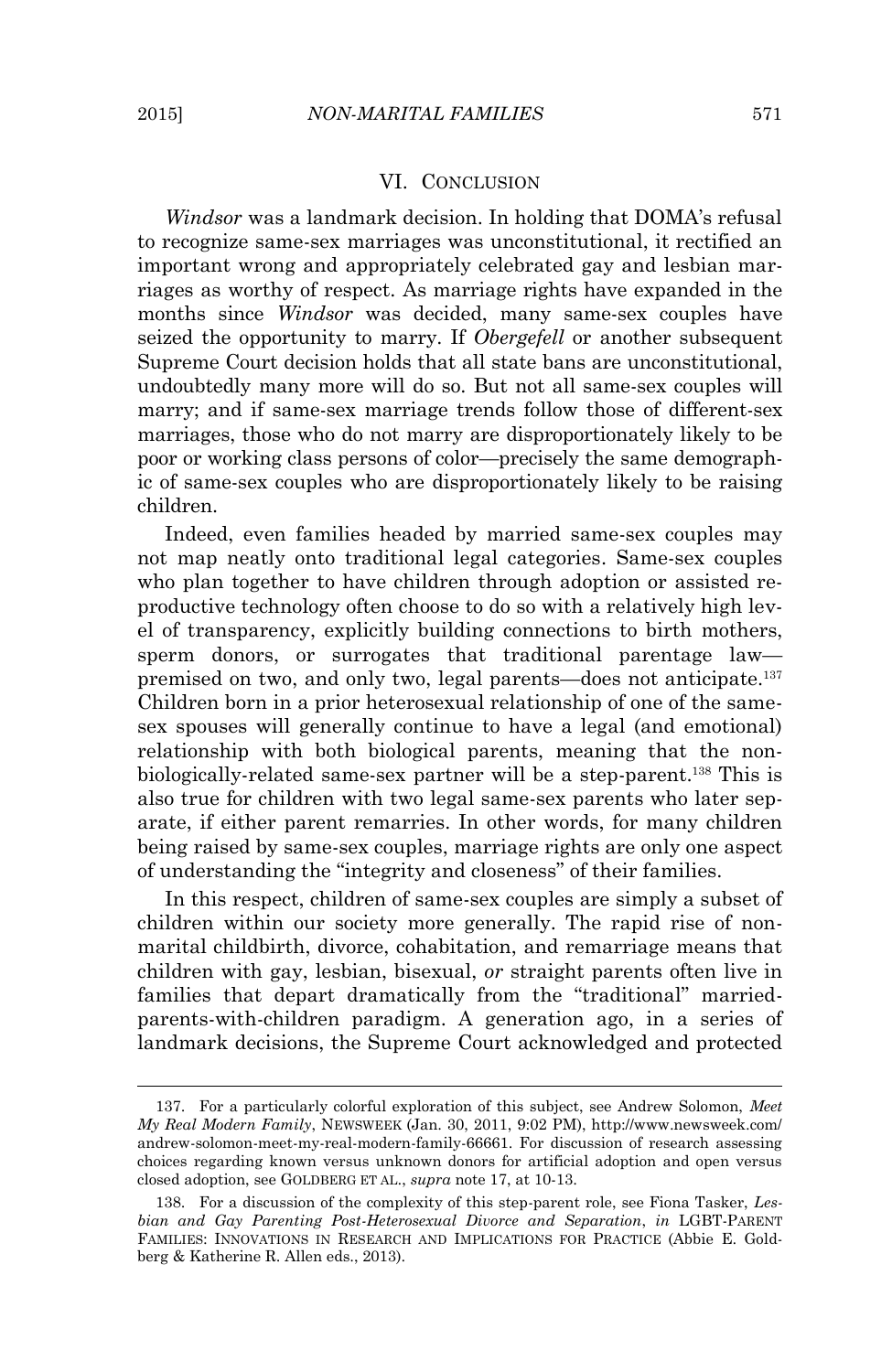## VI. CONCLUSION

*Windsor* was a landmark decision. In holding that DOMA's refusal to recognize same-sex marriages was unconstitutional, it rectified an important wrong and appropriately celebrated gay and lesbian marriages as worthy of respect. As marriage rights have expanded in the months since *Windsor* was decided, many same-sex couples have seized the opportunity to marry. If *Obergefell* or another subsequent Supreme Court decision holds that all state bans are unconstitutional, undoubtedly many more will do so. But not all same-sex couples will marry; and if same-sex marriage trends follow those of different-sex marriages, those who do not marry are disproportionately likely to be poor or working class persons of color—precisely the same demographic of same-sex couples who are disproportionately likely to be raising children.

Indeed, even families headed by married same-sex couples may not map neatly onto traditional legal categories. Same-sex couples who plan together to have children through adoption or assisted reproductive technology often choose to do so with a relatively high level of transparency, explicitly building connections to birth mothers, sperm donors, or surrogates that traditional parentage law—premised on two, and only two, legal parents—does not anticipate.[137] Children born in a prior heterosexual relationship of one of the same-sex spouses will generally continue to have a legal (and emotional) relationship with both biological parents, meaning that the non-biologically-related same-sex partner will be a step-parent.[138] This is also true for children with two legal same-sex parents who later separate, if either parent remarries. In other words, for many children being raised by same-sex couples, marriage rights are only one aspect of understanding the "integrity and closeness" of their families.

In this respect, children of same-sex couples are simply a subset of children within our society more generally. The rapid rise of non-marital childbirth, divorce, cohabitation, and remarriage means that children with gay, lesbian, bisexual, *or* straight parents often live in families that depart dramatically from the "traditional" married-parents-with-children paradigm. A generation ago, in a series of landmark decisions, the Supreme Court acknowledged and protected

---

137. For a particularly colorful exploration of this subject, see Andrew Solomon, *Meet My Real Modern Family*, NEWSWEEK (Jan. 30, 2011, 9:02 PM), http://www.newsweek.com/andrew-solomon-meet-my-real-modern-family-66661. For discussion of research assessing choices regarding known versus unknown donors for artificial adoption and open versus closed adoption, see GOLDBERG ET AL., *supra* note 17, at 10-13.

138. For a discussion of the complexity of this step-parent role, see Fiona Tasker, *Lesbian and Gay Parenting Post-Heterosexual Divorce and Separation*, *in* LGBT-PARENT FAMILIES: INNOVATIONS IN RESEARCH AND IMPLICATIONS FOR PRACTICE (Abbie E. Goldberg & Katherine R. Allen eds., 2013).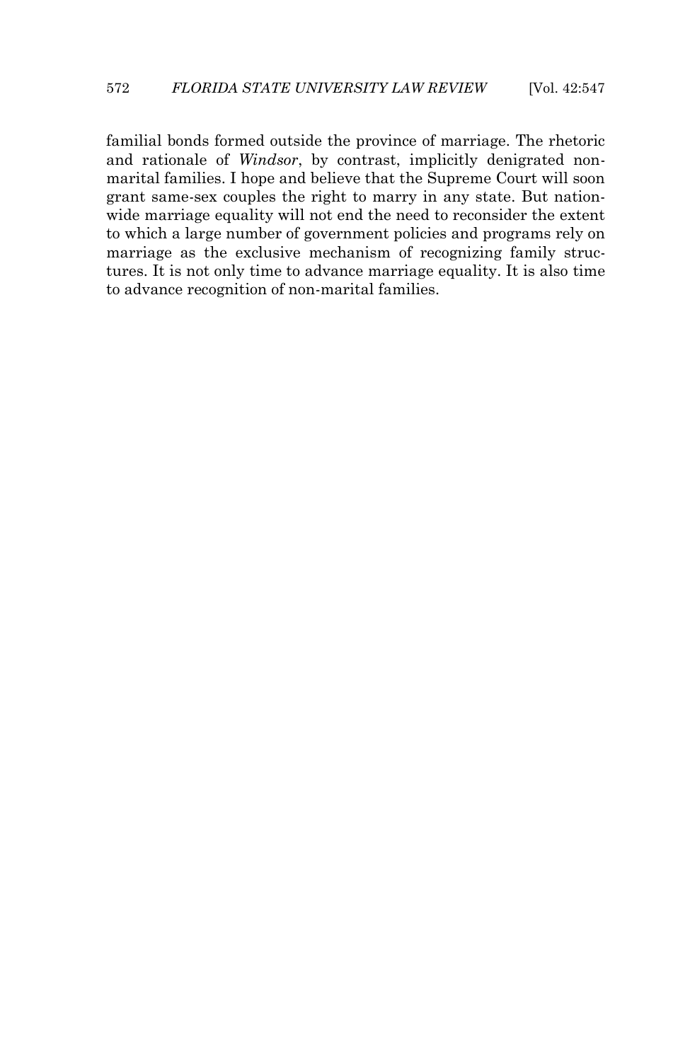familial bonds formed outside the province of marriage. The rhetoric and rationale of *Windsor*, by contrast, implicitly denigrated non-marital families. I hope and believe that the Supreme Court will soon grant same-sex couples the right to marry in any state. But nation-wide marriage equality will not end the need to reconsider the extent to which a large number of government policies and programs rely on marriage as the exclusive mechanism of recognizing family structures. It is not only time to advance marriage equality. It is also time to advance recognition of non-marital families.